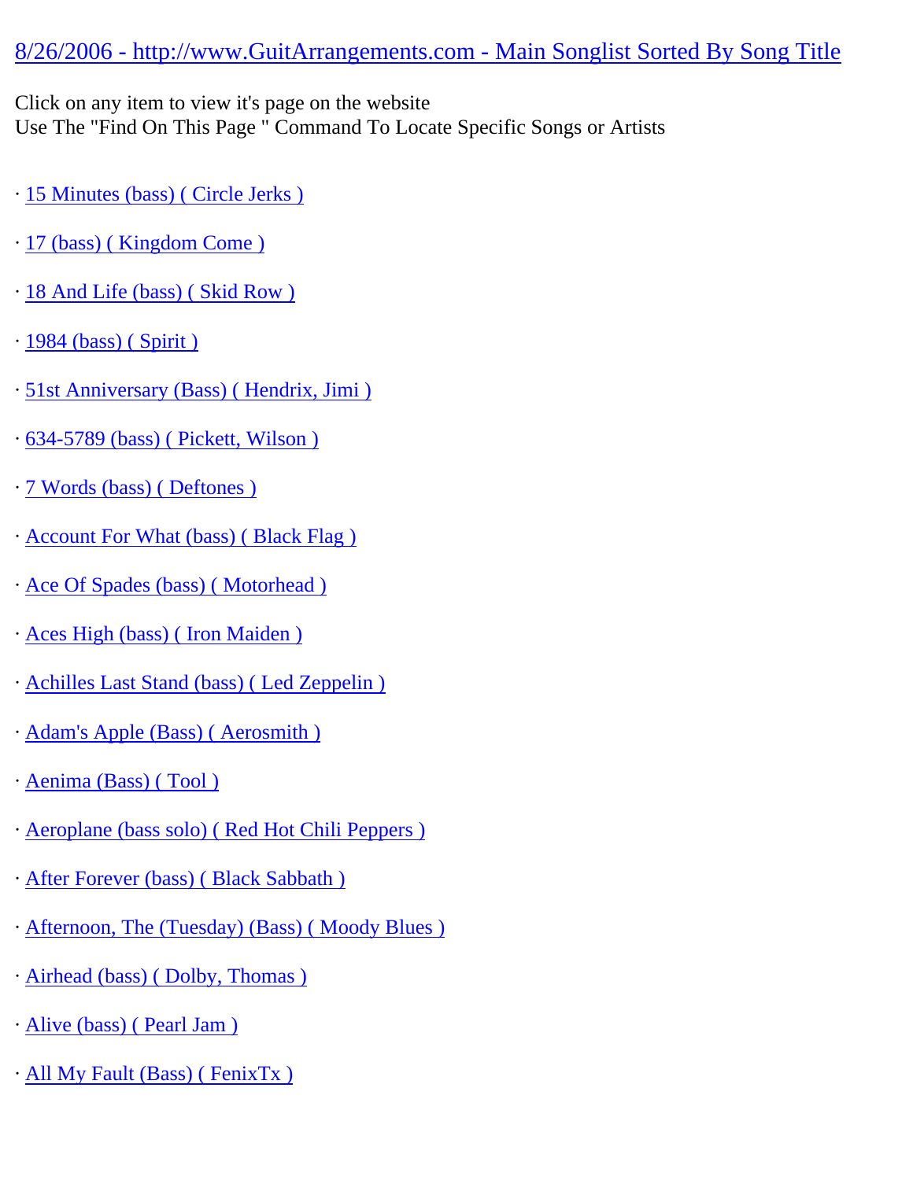8/26/2006 - http://www.GuitArrangements.com - Main Songlist Sorted By Song Title

Click on any item to view it's page on the website
Use The "Find On This Page " Command To Locate Specific Songs or Artists

· 15 Minutes (bass) ( Circle Jerks )

· 17 (bass) ( Kingdom Come )

· 18 And Life (bass) ( Skid Row )

· 1984 (bass) ( Spirit )

· 51st Anniversary (Bass) ( Hendrix, Jimi )

· 634-5789 (bass) ( Pickett, Wilson )

· 7 Words (bass) ( Deftones )

· Account For What (bass) ( Black Flag )

· Ace Of Spades (bass) ( Motorhead )

· Aces High (bass) ( Iron Maiden )

· Achilles Last Stand (bass) ( Led Zeppelin )

· Adam's Apple (Bass) ( Aerosmith )

· Aenima (Bass) ( Tool )

· Aeroplane (bass solo) ( Red Hot Chili Peppers )

· After Forever (bass) ( Black Sabbath )

· Afternoon, The (Tuesday) (Bass) ( Moody Blues )

· Airhead (bass) ( Dolby, Thomas )

· Alive (bass) ( Pearl Jam )

· All My Fault (Bass) ( FenixTx )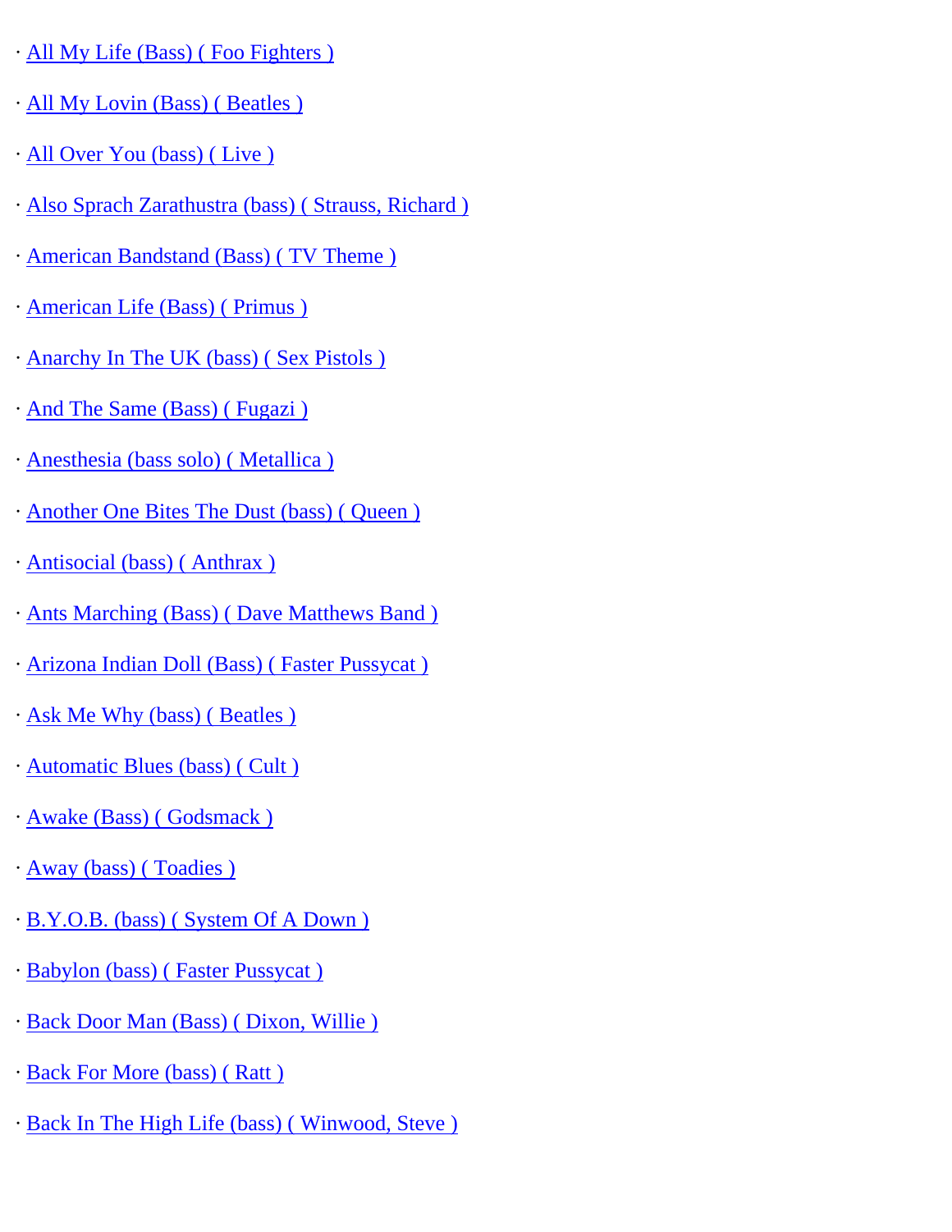· All My Life (Bass) ( Foo Fighters )

· All My Lovin (Bass) ( Beatles )

· All Over You (bass) ( Live )

· Also Sprach Zarathustra (bass) ( Strauss, Richard )

· American Bandstand (Bass) ( TV Theme )

· American Life (Bass) ( Primus )

· Anarchy In The UK (bass) ( Sex Pistols )

· And The Same (Bass) ( Fugazi )

· Anesthesia (bass solo) ( Metallica )

· Another One Bites The Dust (bass) ( Queen )

· Antisocial (bass) ( Anthrax )

· Ants Marching (Bass) ( Dave Matthews Band )

· Arizona Indian Doll (Bass) ( Faster Pussycat )

· Ask Me Why (bass) ( Beatles )

· Automatic Blues (bass) ( Cult )

· Awake (Bass) ( Godsmack )

· Away (bass) ( Toadies )

· B.Y.O.B. (bass) ( System Of A Down )

· Babylon (bass) ( Faster Pussycat )

· Back Door Man (Bass) ( Dixon, Willie )

· Back For More (bass) ( Ratt )

· Back In The High Life (bass) ( Winwood, Steve )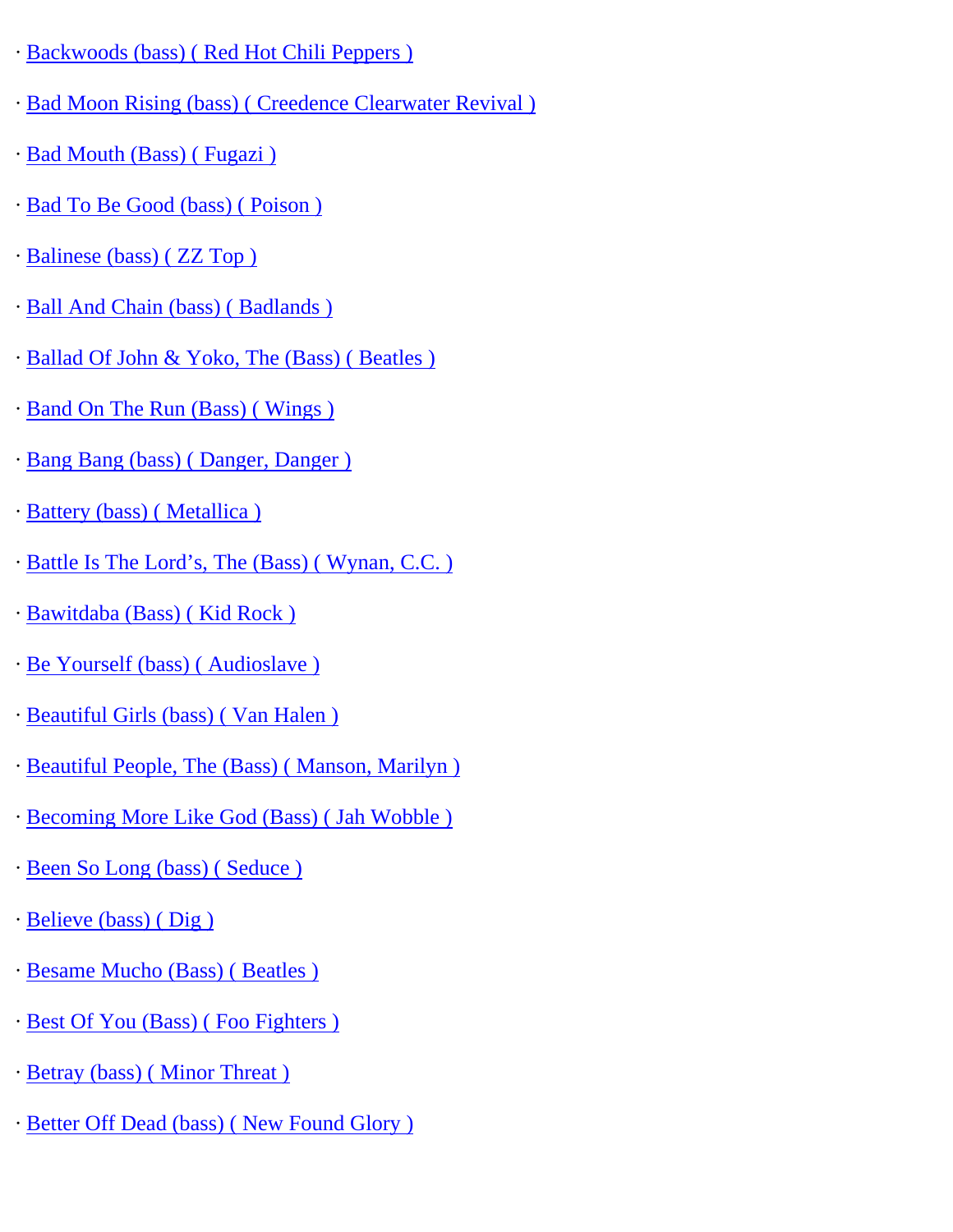· Backwoods (bass) ( Red Hot Chili Peppers )

· Bad Moon Rising (bass) ( Creedence Clearwater Revival )

· Bad Mouth (Bass) ( Fugazi )

· Bad To Be Good (bass) ( Poison )

· Balinese (bass) ( ZZ Top )

· Ball And Chain (bass) ( Badlands )

· Ballad Of John & Yoko, The (Bass) ( Beatles )

· Band On The Run (Bass) ( Wings )

· Bang Bang (bass) ( Danger, Danger )

· Battery (bass) ( Metallica )

· Battle Is The Lord's, The (Bass) ( Wynan, C.C. )

· Bawitdaba (Bass) ( Kid Rock )

· Be Yourself (bass) ( Audioslave )

· Beautiful Girls (bass) ( Van Halen )

· Beautiful People, The (Bass) ( Manson, Marilyn )

· Becoming More Like God (Bass) ( Jah Wobble )

· Been So Long (bass) ( Seduce )

· Believe (bass) ( Dig )

· Besame Mucho (Bass) ( Beatles )

· Best Of You (Bass) ( Foo Fighters )

· Betray (bass) ( Minor Threat )

· Better Off Dead (bass) ( New Found Glory )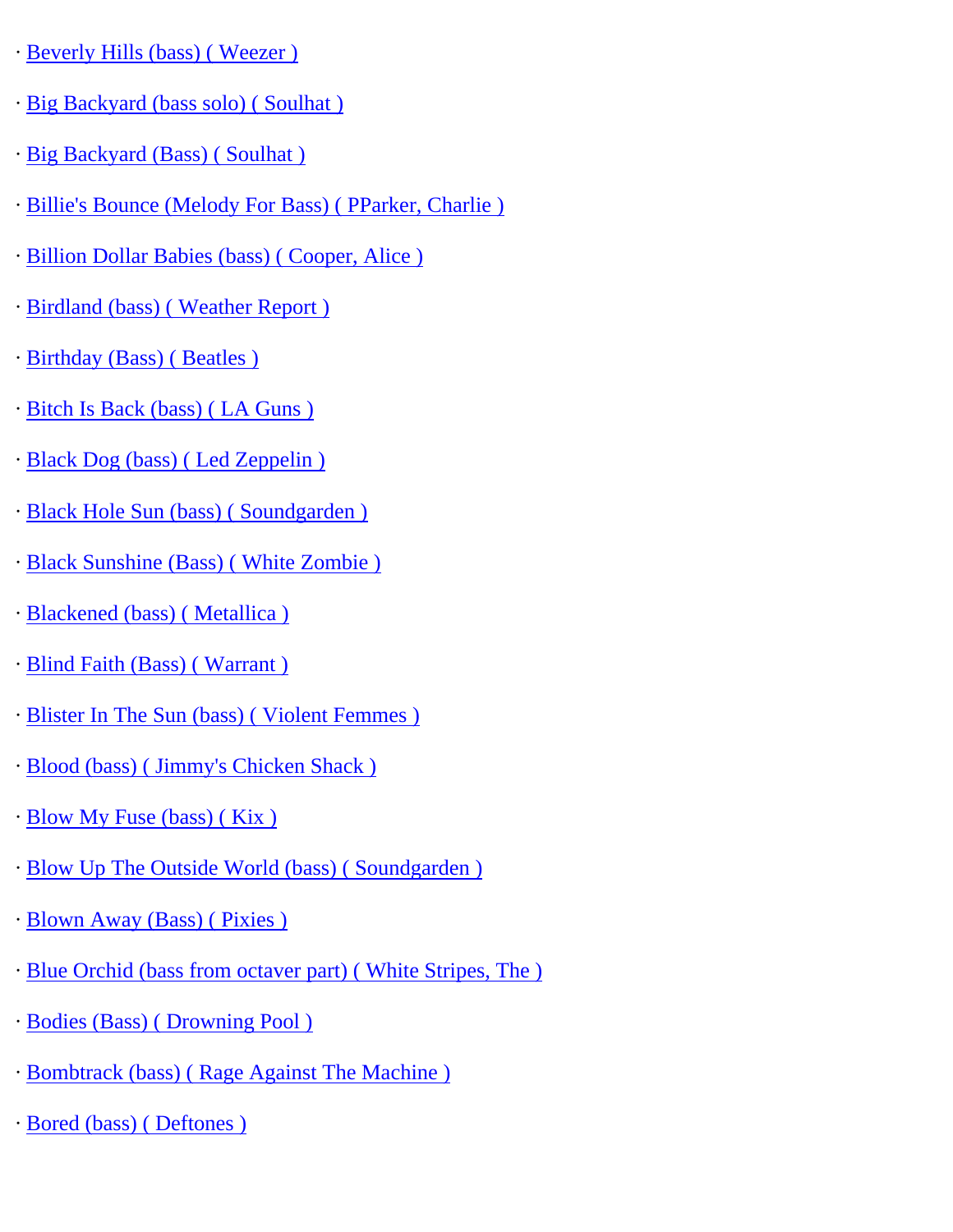· Beverly Hills (bass) ( Weezer )

· Big Backyard (bass solo) ( Soulhat )

· Big Backyard (Bass) ( Soulhat )

· Billie's Bounce (Melody For Bass) ( PParker, Charlie )

· Billion Dollar Babies (bass) ( Cooper, Alice )

· Birdland (bass) ( Weather Report )

· Birthday (Bass) ( Beatles )

· Bitch Is Back (bass) ( LA Guns )

· Black Dog (bass) ( Led Zeppelin )

· Black Hole Sun (bass) ( Soundgarden )

· Black Sunshine (Bass) ( White Zombie )

· Blackened (bass) ( Metallica )

· Blind Faith (Bass) ( Warrant )

· Blister In The Sun (bass) ( Violent Femmes )

· Blood (bass) ( Jimmy's Chicken Shack )

· Blow My Fuse (bass) ( Kix )

· Blow Up The Outside World (bass) ( Soundgarden )

· Blown Away (Bass) ( Pixies )

· Blue Orchid (bass from octaver part) ( White Stripes, The )

· Bodies (Bass) ( Drowning Pool )

· Bombtrack (bass) ( Rage Against The Machine )

· Bored (bass) ( Deftones )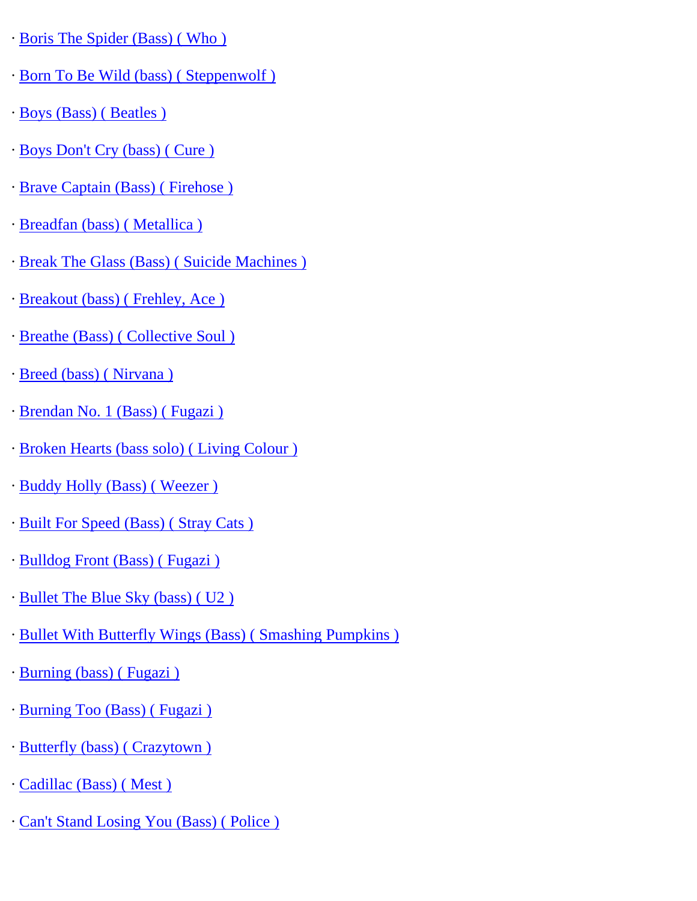· Boris The Spider (Bass) ( Who )

· Born To Be Wild (bass) ( Steppenwolf )

· Boys (Bass) ( Beatles )

· Boys Don't Cry (bass) ( Cure )

· Brave Captain (Bass) ( Firehose )

· Breadfan (bass) ( Metallica )

· Break The Glass (Bass) ( Suicide Machines )

· Breakout (bass) ( Frehley, Ace )

· Breathe (Bass) ( Collective Soul )

· Breed (bass) ( Nirvana )

· Brendan No. 1 (Bass) ( Fugazi )

· Broken Hearts (bass solo) ( Living Colour )

· Buddy Holly (Bass) ( Weezer )

· Built For Speed (Bass) ( Stray Cats )

· Bulldog Front (Bass) ( Fugazi )

· Bullet The Blue Sky (bass) ( U2 )

· Bullet With Butterfly Wings (Bass) ( Smashing Pumpkins )

· Burning (bass) ( Fugazi )

· Burning Too (Bass) ( Fugazi )

· Butterfly (bass) ( Crazytown )

· Cadillac (Bass) ( Mest )

· Can't Stand Losing You (Bass) ( Police )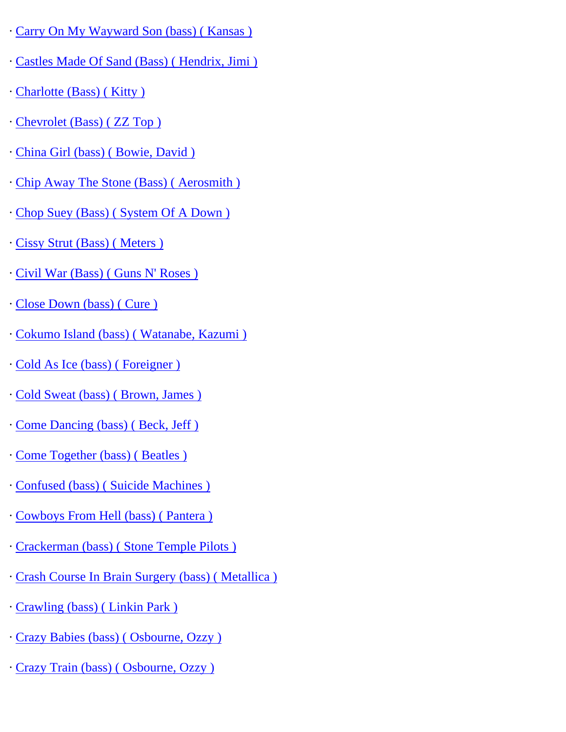· Carry On My Wayward Son (bass) ( Kansas )

· Castles Made Of Sand (Bass) ( Hendrix, Jimi )

· Charlotte (Bass) ( Kitty )

· Chevrolet (Bass) ( ZZ Top )

· China Girl (bass) ( Bowie, David )

· Chip Away The Stone (Bass) ( Aerosmith )

· Chop Suey (Bass) ( System Of A Down )

· Cissy Strut (Bass) ( Meters )

· Civil War (Bass) ( Guns N' Roses )

· Close Down (bass) ( Cure )

· Cokumo Island (bass) ( Watanabe, Kazumi )

· Cold As Ice (bass) ( Foreigner )

· Cold Sweat (bass) ( Brown, James )

· Come Dancing (bass) ( Beck, Jeff )

· Come Together (bass) ( Beatles )

· Confused (bass) ( Suicide Machines )

· Cowboys From Hell (bass) ( Pantera )

· Crackerman (bass) ( Stone Temple Pilots )

· Crash Course In Brain Surgery (bass) ( Metallica )

· Crawling (bass) ( Linkin Park )

· Crazy Babies (bass) ( Osbourne, Ozzy )

· Crazy Train (bass) ( Osbourne, Ozzy )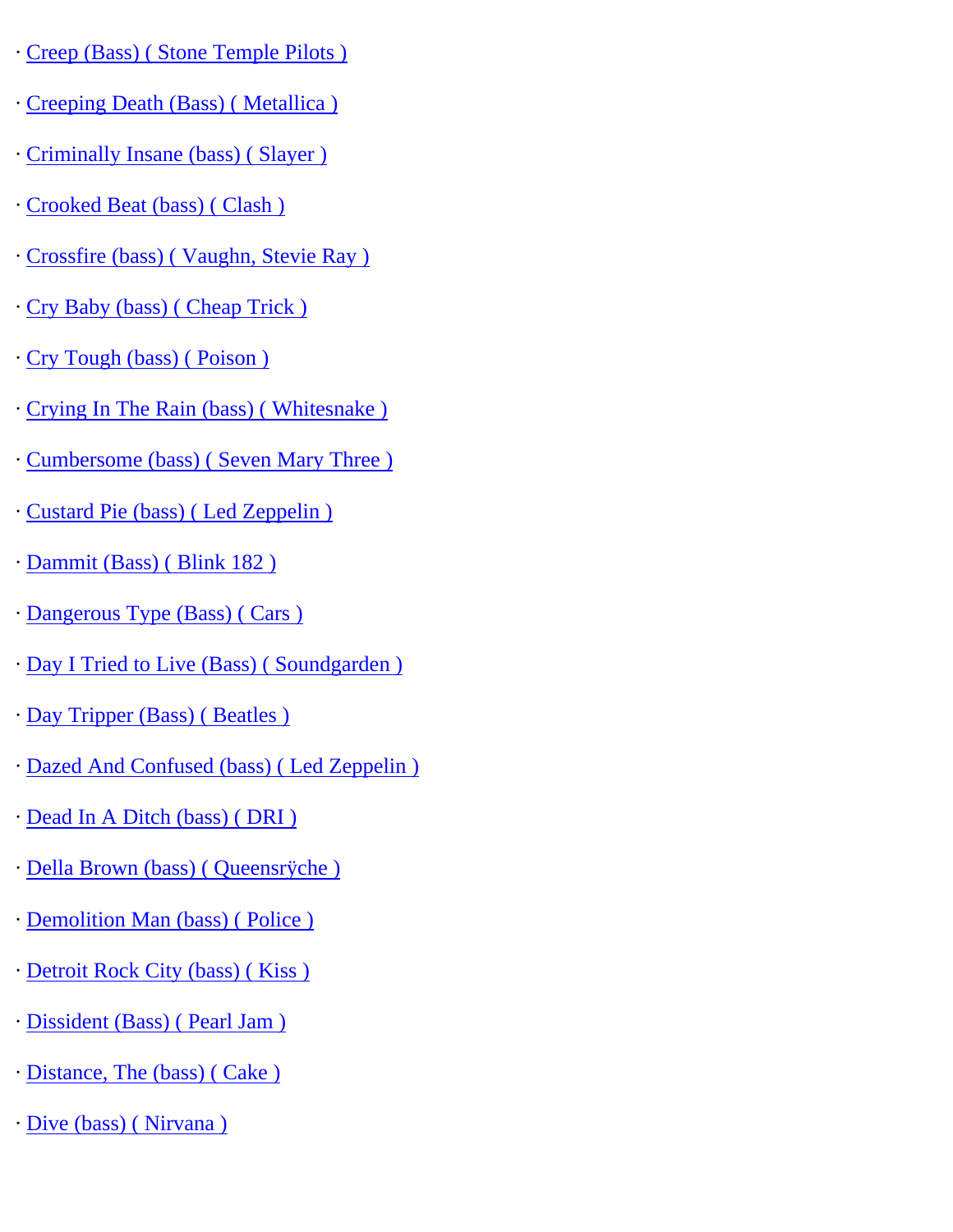· Creep (Bass) ( Stone Temple Pilots )

· Creeping Death (Bass) ( Metallica )

· Criminally Insane (bass) ( Slayer )

· Crooked Beat (bass) ( Clash )

· Crossfire (bass) ( Vaughn, Stevie Ray )

· Cry Baby (bass) ( Cheap Trick )

· Cry Tough (bass) ( Poison )

· Crying In The Rain (bass) ( Whitesnake )

· Cumbersome (bass) ( Seven Mary Three )

· Custard Pie (bass) ( Led Zeppelin )

· Dammit (Bass) ( Blink 182 )

· Dangerous Type (Bass) ( Cars )

· Day I Tried to Live (Bass) ( Soundgarden )

· Day Tripper (Bass) ( Beatles )

· Dazed And Confused (bass) ( Led Zeppelin )

· Dead In A Ditch (bass) ( DRI )

· Della Brown (bass) ( Queensrÿche )

· Demolition Man (bass) ( Police )

· Detroit Rock City (bass) ( Kiss )

· Dissident (Bass) ( Pearl Jam )

· Distance, The (bass) ( Cake )

· Dive (bass) ( Nirvana )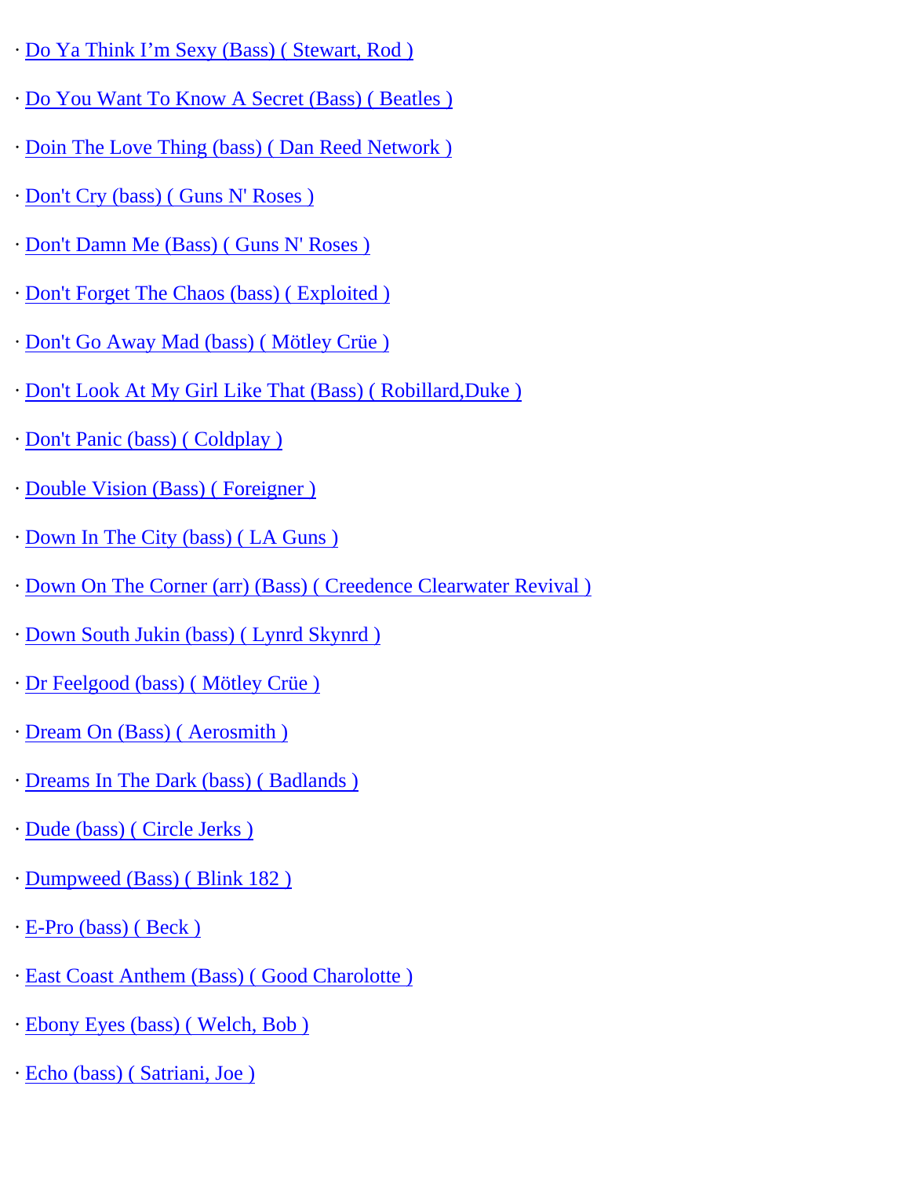· Do Ya Think I’m Sexy (Bass) ( Stewart, Rod )

· Do You Want To Know A Secret (Bass) ( Beatles )

· Doin The Love Thing (bass) ( Dan Reed Network )

· Don't Cry (bass) ( Guns N' Roses )

· Don't Damn Me (Bass) ( Guns N' Roses )

· Don't Forget The Chaos (bass) ( Exploited )

· Don't Go Away Mad (bass) ( Mötley Crüe )

· Don't Look At My Girl Like That (Bass) ( Robillard,Duke )

· Don't Panic (bass) ( Coldplay )

· Double Vision (Bass) ( Foreigner )

· Down In The City (bass) ( LA Guns )

· Down On The Corner (arr) (Bass) ( Creedence Clearwater Revival )

· Down South Jukin (bass) ( Lynrd Skynrd )

· Dr Feelgood (bass) ( Mötley Crüe )

· Dream On (Bass) ( Aerosmith )

· Dreams In The Dark (bass) ( Badlands )

· Dude (bass) ( Circle Jerks )

· Dumpweed (Bass) ( Blink 182 )

· E-Pro (bass) ( Beck )

· East Coast Anthem (Bass) ( Good Charolotte )

· Ebony Eyes (bass) ( Welch, Bob )

· Echo (bass) ( Satriani, Joe )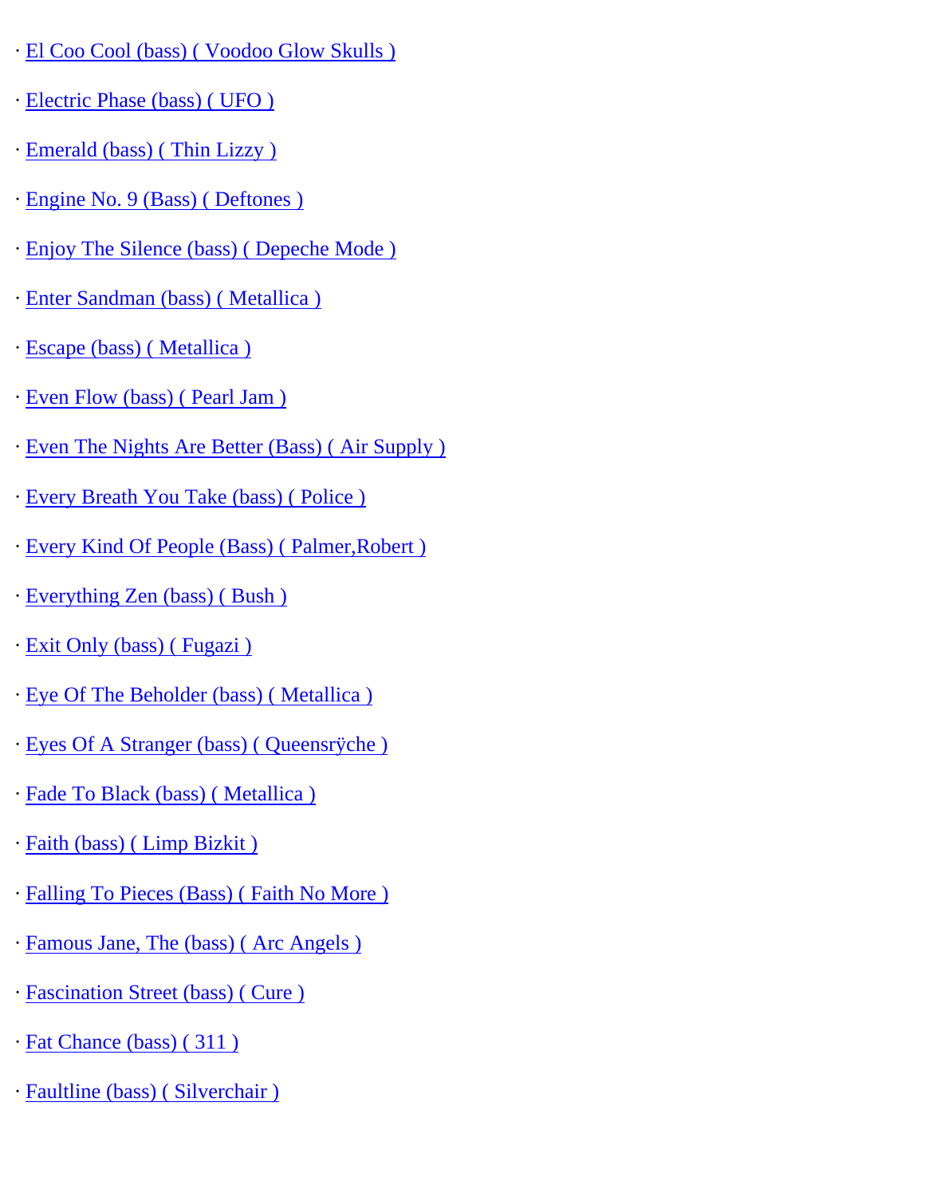· El Coo Cool (bass) ( Voodoo Glow Skulls )

· Electric Phase (bass) ( UFO )

· Emerald (bass) ( Thin Lizzy )

· Engine No. 9 (Bass) ( Deftones )

· Enjoy The Silence (bass) ( Depeche Mode )

· Enter Sandman (bass) ( Metallica )

· Escape (bass) ( Metallica )

· Even Flow (bass) ( Pearl Jam )

· Even The Nights Are Better (Bass) ( Air Supply )

· Every Breath You Take (bass) ( Police )

· Every Kind Of People (Bass) ( Palmer,Robert )

· Everything Zen (bass) ( Bush )

· Exit Only (bass) ( Fugazi )

· Eye Of The Beholder (bass) ( Metallica )

· Eyes Of A Stranger (bass) ( Queensrÿche )

· Fade To Black (bass) ( Metallica )

· Faith (bass) ( Limp Bizkit )

· Falling To Pieces (Bass) ( Faith No More )

· Famous Jane, The (bass) ( Arc Angels )

· Fascination Street (bass) ( Cure )

· Fat Chance (bass) ( 311 )

· Faultline (bass) ( Silverchair )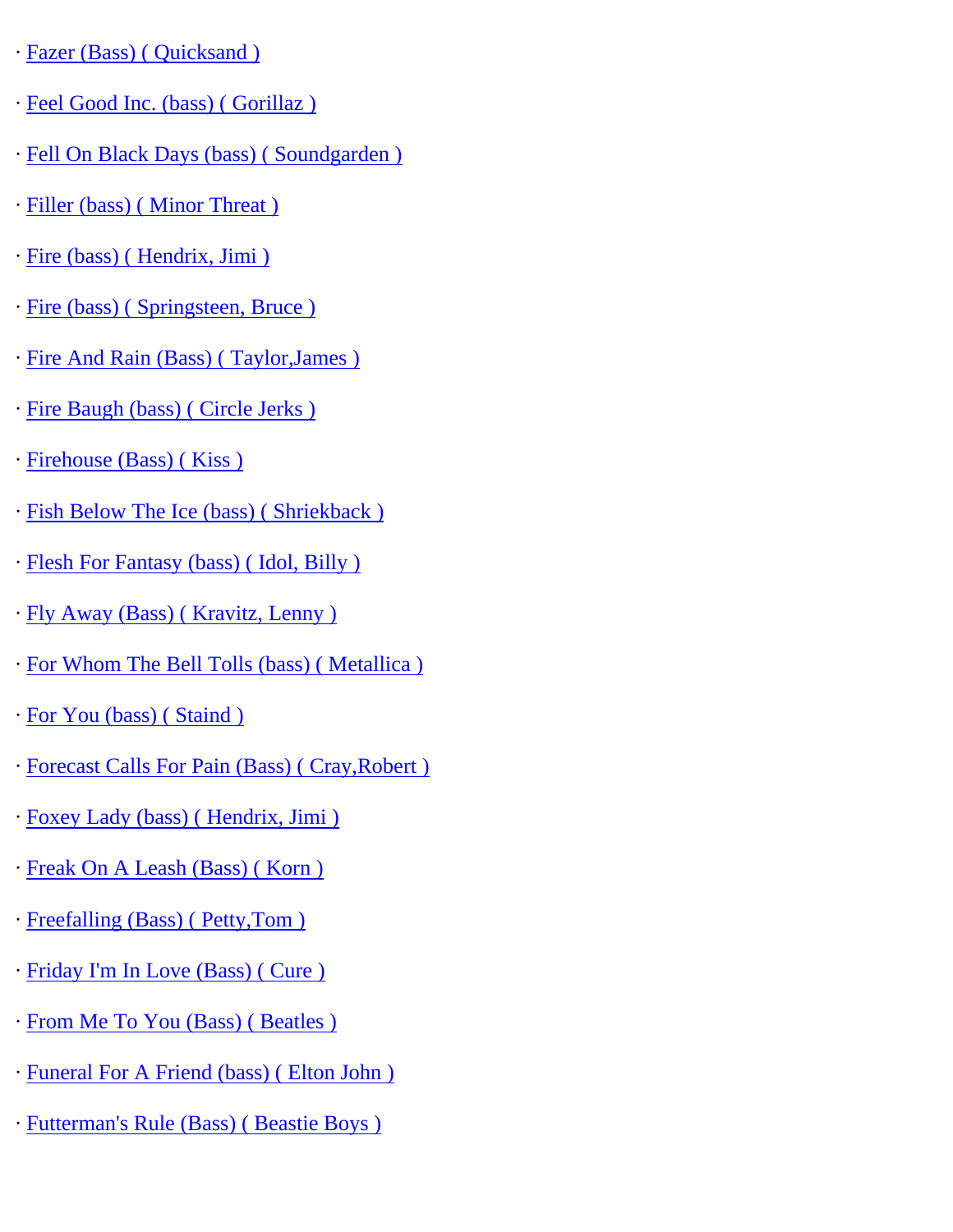· Fazer (Bass) ( Quicksand )

· Feel Good Inc. (bass) ( Gorillaz )

· Fell On Black Days (bass) ( Soundgarden )

· Filler (bass) ( Minor Threat )

· Fire (bass) ( Hendrix, Jimi )

· Fire (bass) ( Springsteen, Bruce )

· Fire And Rain (Bass) ( Taylor,James )

· Fire Baugh (bass) ( Circle Jerks )

· Firehouse (Bass) ( Kiss )

· Fish Below The Ice (bass) ( Shriekback )

· Flesh For Fantasy (bass) ( Idol, Billy )

· Fly Away (Bass) ( Kravitz, Lenny )

· For Whom The Bell Tolls (bass) ( Metallica )

· For You (bass) ( Staind )

· Forecast Calls For Pain (Bass) ( Cray,Robert )

· Foxey Lady (bass) ( Hendrix, Jimi )

· Freak On A Leash (Bass) ( Korn )

· Freefalling (Bass) ( Petty,Tom )

· Friday I'm In Love (Bass) ( Cure )

· From Me To You (Bass) ( Beatles )

· Funeral For A Friend (bass) ( Elton John )

· Futterman's Rule (Bass) ( Beastie Boys )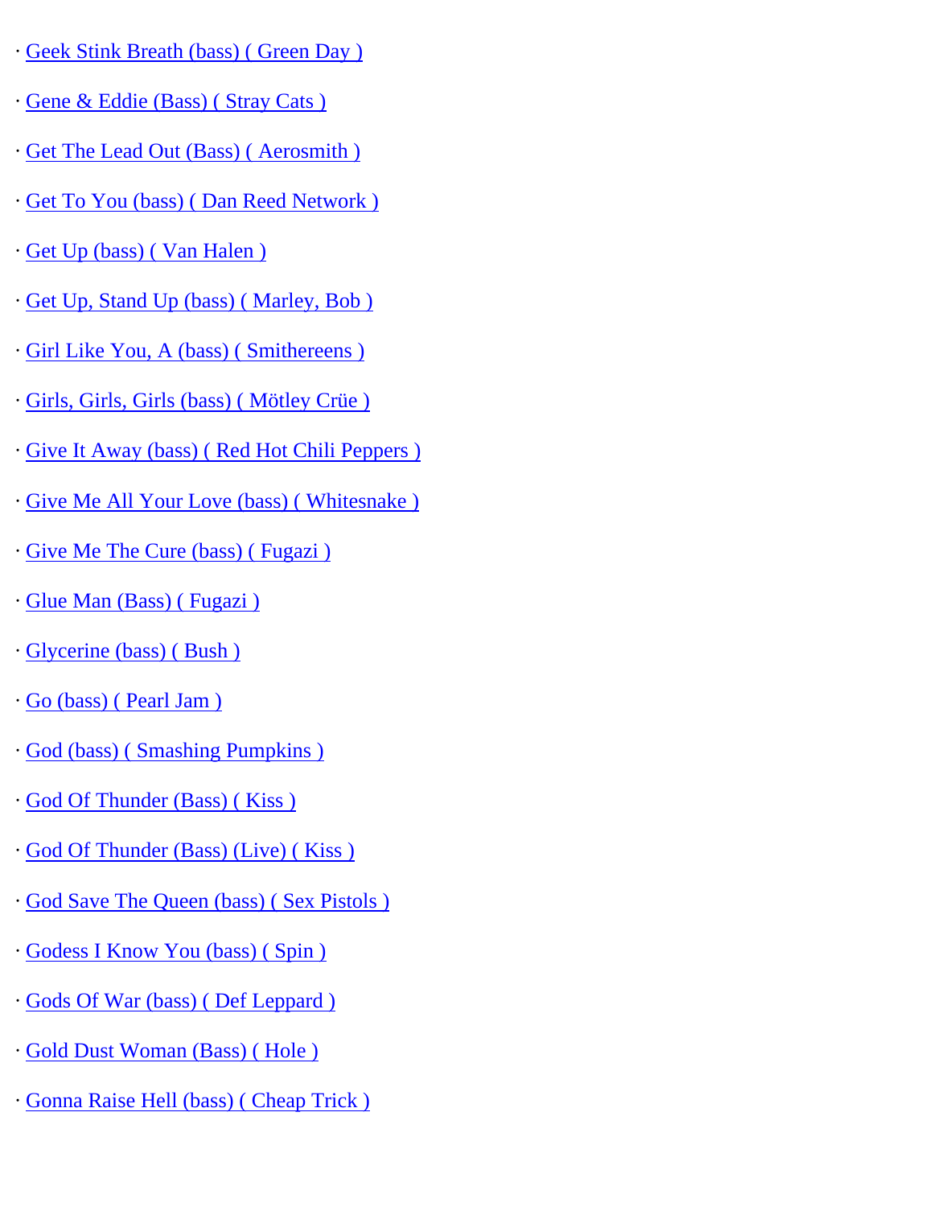· Geek Stink Breath (bass) ( Green Day )

· Gene & Eddie (Bass) ( Stray Cats )

· Get The Lead Out (Bass) ( Aerosmith )

· Get To You (bass) ( Dan Reed Network )

· Get Up (bass) ( Van Halen )

· Get Up, Stand Up (bass) ( Marley, Bob )

· Girl Like You, A (bass) ( Smithereens )

· Girls, Girls, Girls (bass) ( Mötley Crüe )

· Give It Away (bass) ( Red Hot Chili Peppers )

· Give Me All Your Love (bass) ( Whitesnake )

· Give Me The Cure (bass) ( Fugazi )

· Glue Man (Bass) ( Fugazi )

· Glycerine (bass) ( Bush )

· Go (bass) ( Pearl Jam )

· God (bass) ( Smashing Pumpkins )

· God Of Thunder (Bass) ( Kiss )

· God Of Thunder (Bass) (Live) ( Kiss )

· God Save The Queen (bass) ( Sex Pistols )

· Godess I Know You (bass) ( Spin )

· Gods Of War (bass) ( Def Leppard )

· Gold Dust Woman (Bass) ( Hole )

· Gonna Raise Hell (bass) ( Cheap Trick )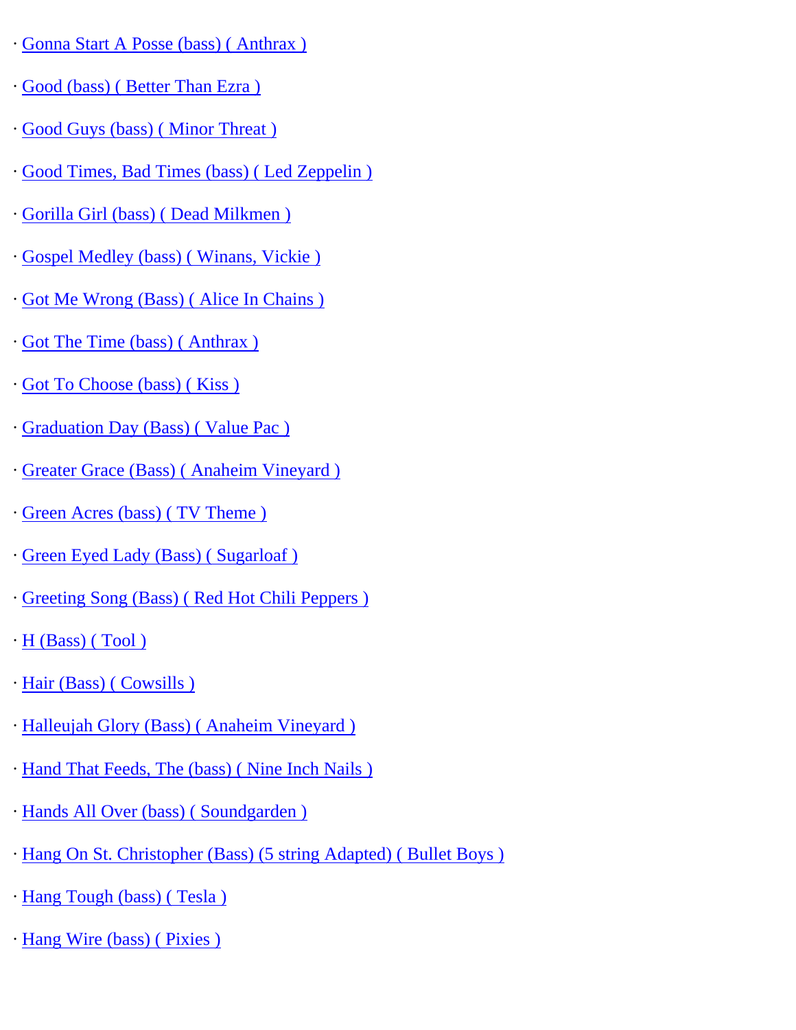· Gonna Start A Posse (bass) ( Anthrax )

· Good (bass) ( Better Than Ezra )

· Good Guys (bass) ( Minor Threat )

· Good Times, Bad Times (bass) ( Led Zeppelin )

· Gorilla Girl (bass) ( Dead Milkmen )

· Gospel Medley (bass) ( Winans, Vickie )

· Got Me Wrong (Bass) ( Alice In Chains )

· Got The Time (bass) ( Anthrax )

· Got To Choose (bass) ( Kiss )

· Graduation Day (Bass) ( Value Pac )

· Greater Grace (Bass) ( Anaheim Vineyard )

· Green Acres (bass) ( TV Theme )

· Green Eyed Lady (Bass) ( Sugarloaf )

· Greeting Song (Bass) ( Red Hot Chili Peppers )

· H (Bass) ( Tool )

· Hair (Bass) ( Cowsills )

· Halleujah Glory (Bass) ( Anaheim Vineyard )

· Hand That Feeds, The (bass) ( Nine Inch Nails )

· Hands All Over (bass) ( Soundgarden )

· Hang On St. Christopher (Bass) (5 string Adapted) ( Bullet Boys )

· Hang Tough (bass) ( Tesla )

· Hang Wire (bass) ( Pixies )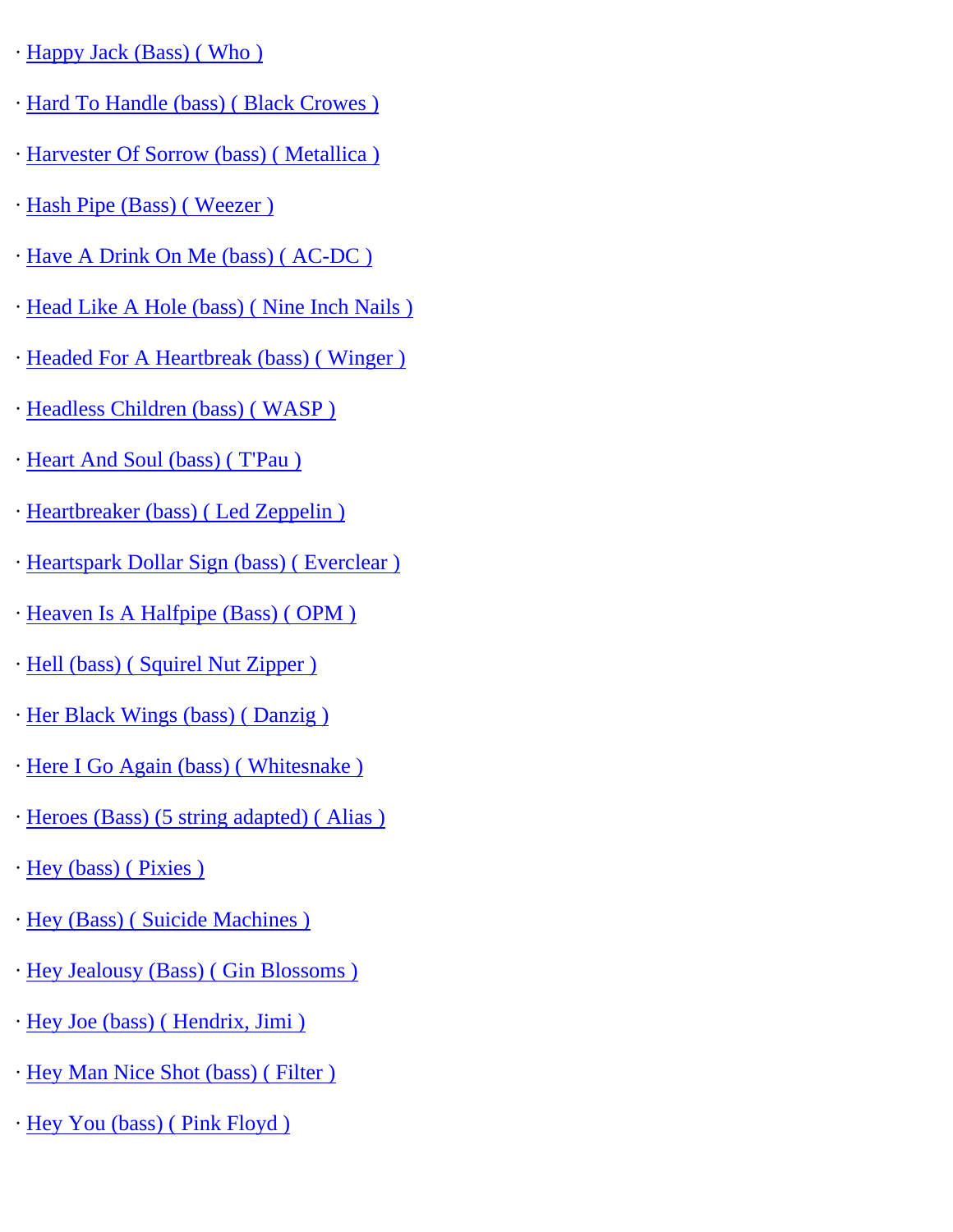· Happy Jack (Bass) ( Who )

· Hard To Handle (bass) ( Black Crowes )

· Harvester Of Sorrow (bass) ( Metallica )

· Hash Pipe (Bass) ( Weezer )

· Have A Drink On Me (bass) ( AC-DC )

· Head Like A Hole (bass) ( Nine Inch Nails )

· Headed For A Heartbreak (bass) ( Winger )

· Headless Children (bass) ( WASP )

· Heart And Soul (bass) ( T'Pau )

· Heartbreaker (bass) ( Led Zeppelin )

· Heartspark Dollar Sign (bass) ( Everclear )

· Heaven Is A Halfpipe (Bass) ( OPM )

· Hell (bass) ( Squirel Nut Zipper )

· Her Black Wings (bass) ( Danzig )

· Here I Go Again (bass) ( Whitesnake )

· Heroes (Bass) (5 string adapted) ( Alias )

· Hey (bass) ( Pixies )

· Hey (Bass) ( Suicide Machines )

· Hey Jealousy (Bass) ( Gin Blossoms )

· Hey Joe (bass) ( Hendrix, Jimi )

· Hey Man Nice Shot (bass) ( Filter )

· Hey You (bass) ( Pink Floyd )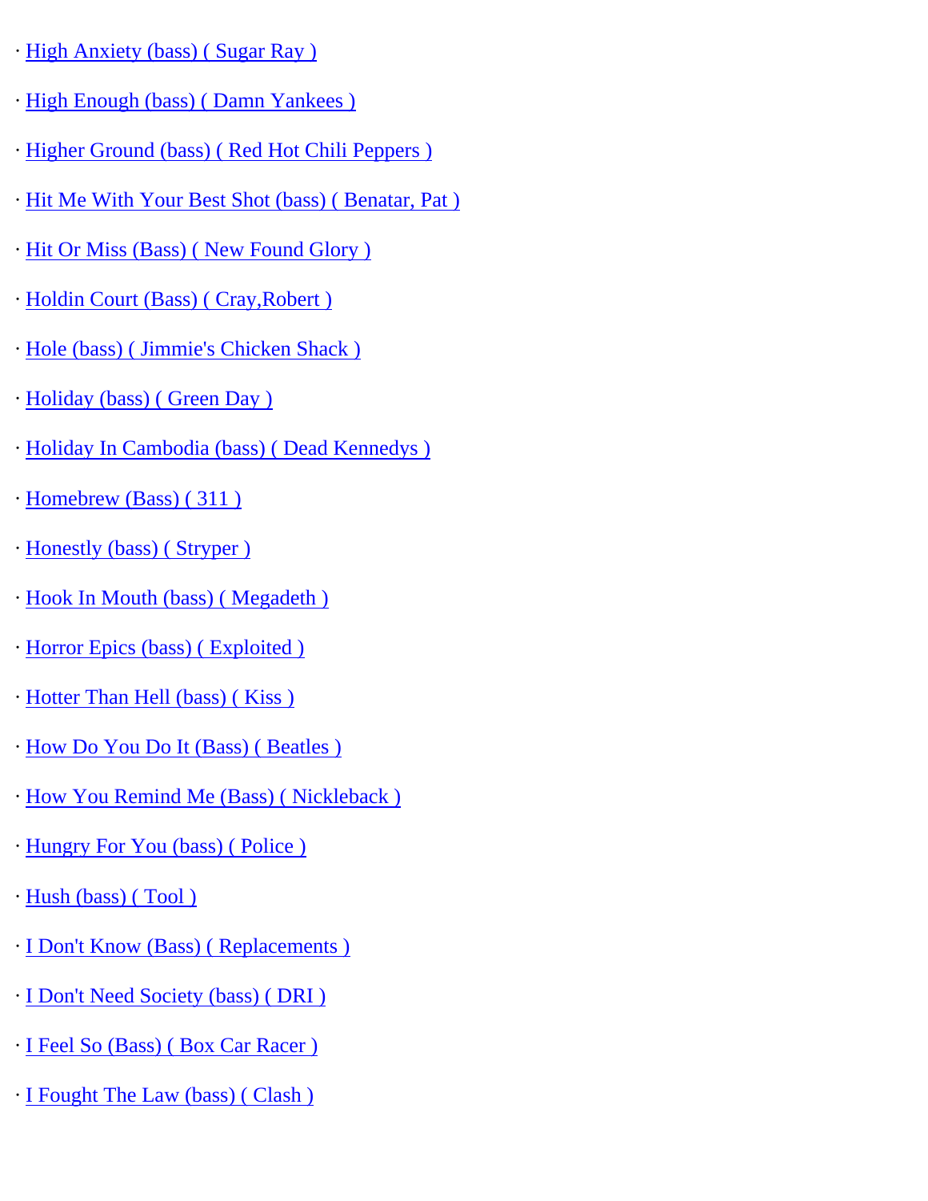· High Anxiety (bass) ( Sugar Ray )

· High Enough (bass) ( Damn Yankees )

· Higher Ground (bass) ( Red Hot Chili Peppers )

· Hit Me With Your Best Shot (bass) ( Benatar, Pat )

· Hit Or Miss (Bass) ( New Found Glory )

· Holdin Court (Bass) ( Cray,Robert )

· Hole (bass) ( Jimmie's Chicken Shack )

· Holiday (bass) ( Green Day )

· Holiday In Cambodia (bass) ( Dead Kennedys )

· Homebrew (Bass) ( 311 )

· Honestly (bass) ( Stryper )

· Hook In Mouth (bass) ( Megadeth )

· Horror Epics (bass) ( Exploited )

· Hotter Than Hell (bass) ( Kiss )

· How Do You Do It (Bass) ( Beatles )

· How You Remind Me (Bass) ( Nickleback )

· Hungry For You (bass) ( Police )

· Hush (bass) ( Tool )

· I Don't Know (Bass) ( Replacements )

· I Don't Need Society (bass) ( DRI )

· I Feel So (Bass) ( Box Car Racer )

· I Fought The Law (bass) ( Clash )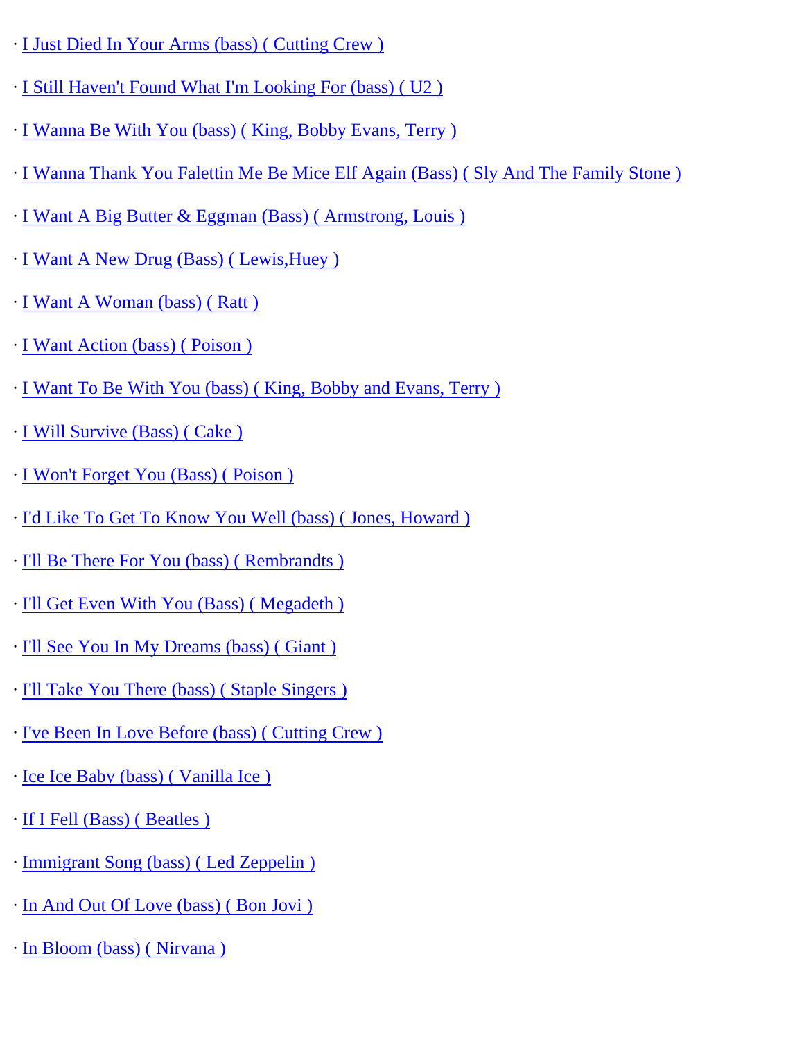· I Just Died In Your Arms (bass) ( Cutting Crew )

· I Still Haven't Found What I'm Looking For (bass) ( U2 )

· I Wanna Be With You (bass) ( King, Bobby Evans, Terry )

· I Wanna Thank You Falettin Me Be Mice Elf Again (Bass) ( Sly And The Family Stone )

· I Want A Big Butter & Eggman (Bass) ( Armstrong, Louis )

· I Want A New Drug (Bass) ( Lewis,Huey )

· I Want A Woman (bass) ( Ratt )

· I Want Action (bass) ( Poison )

· I Want To Be With You (bass) ( King, Bobby and Evans, Terry )

· I Will Survive (Bass) ( Cake )

· I Won't Forget You (Bass) ( Poison )

· I'd Like To Get To Know You Well (bass) ( Jones, Howard )

· I'll Be There For You (bass) ( Rembrandts )

· I'll Get Even With You (Bass) ( Megadeth )

· I'll See You In My Dreams (bass) ( Giant )

· I'll Take You There (bass) ( Staple Singers )

· I've Been In Love Before (bass) ( Cutting Crew )

· Ice Ice Baby (bass) ( Vanilla Ice )

· If I Fell (Bass) ( Beatles )

· Immigrant Song (bass) ( Led Zeppelin )

· In And Out Of Love (bass) ( Bon Jovi )

· In Bloom (bass) ( Nirvana )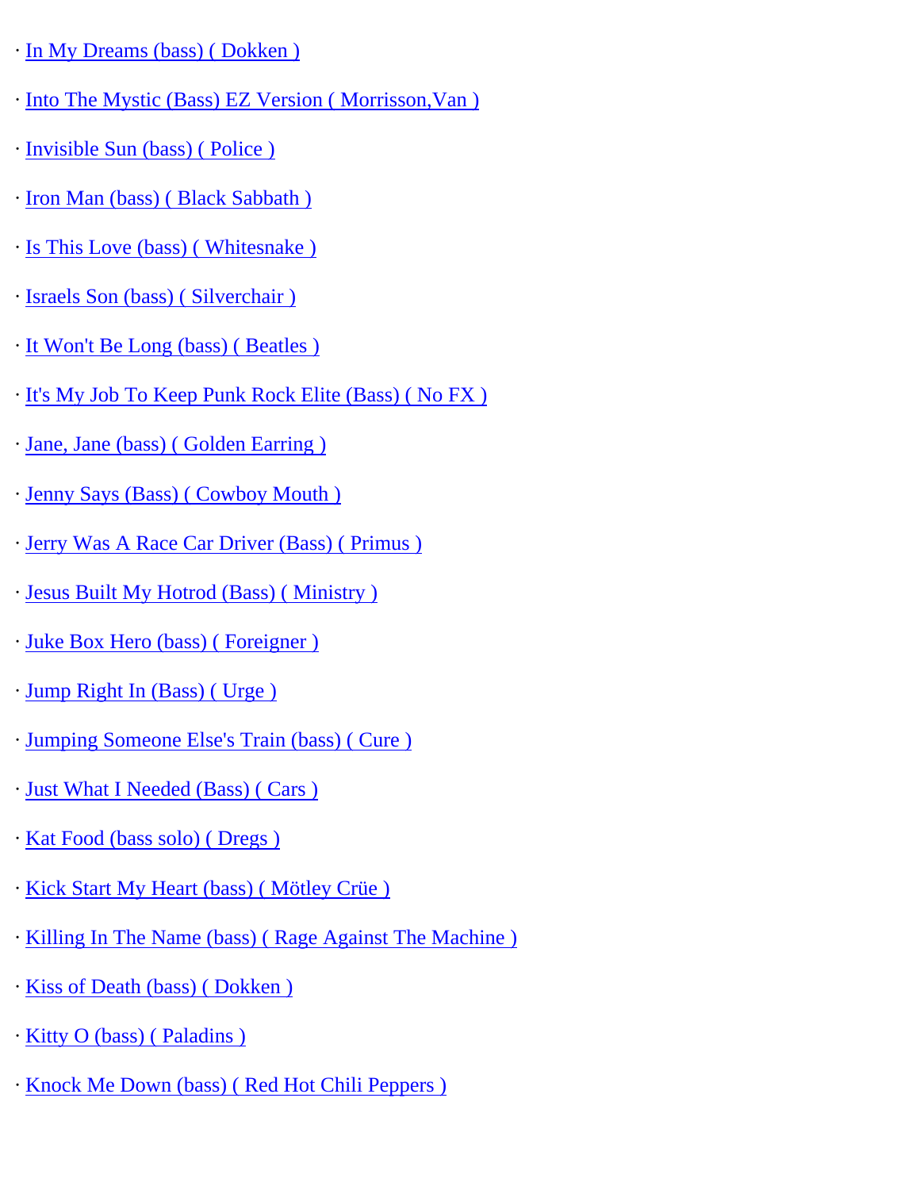· In My Dreams (bass) ( Dokken )

· Into The Mystic (Bass) EZ Version ( Morrisson,Van )

· Invisible Sun (bass) ( Police )

· Iron Man (bass) ( Black Sabbath )

· Is This Love (bass) ( Whitesnake )

· Israels Son (bass) ( Silverchair )

· It Won't Be Long (bass) ( Beatles )

· It's My Job To Keep Punk Rock Elite (Bass) ( No FX )

· Jane, Jane (bass) ( Golden Earring )

· Jenny Says (Bass) ( Cowboy Mouth )

· Jerry Was A Race Car Driver (Bass) ( Primus )

· Jesus Built My Hotrod (Bass) ( Ministry )

· Juke Box Hero (bass) ( Foreigner )

· Jump Right In (Bass) ( Urge )

· Jumping Someone Else's Train (bass) ( Cure )

· Just What I Needed (Bass) ( Cars )

· Kat Food (bass solo) ( Dregs )

· Kick Start My Heart (bass) ( Mötley Crüe )

· Killing In The Name (bass) ( Rage Against The Machine )

· Kiss of Death (bass) ( Dokken )

· Kitty O (bass) ( Paladins )

· Knock Me Down (bass) ( Red Hot Chili Peppers )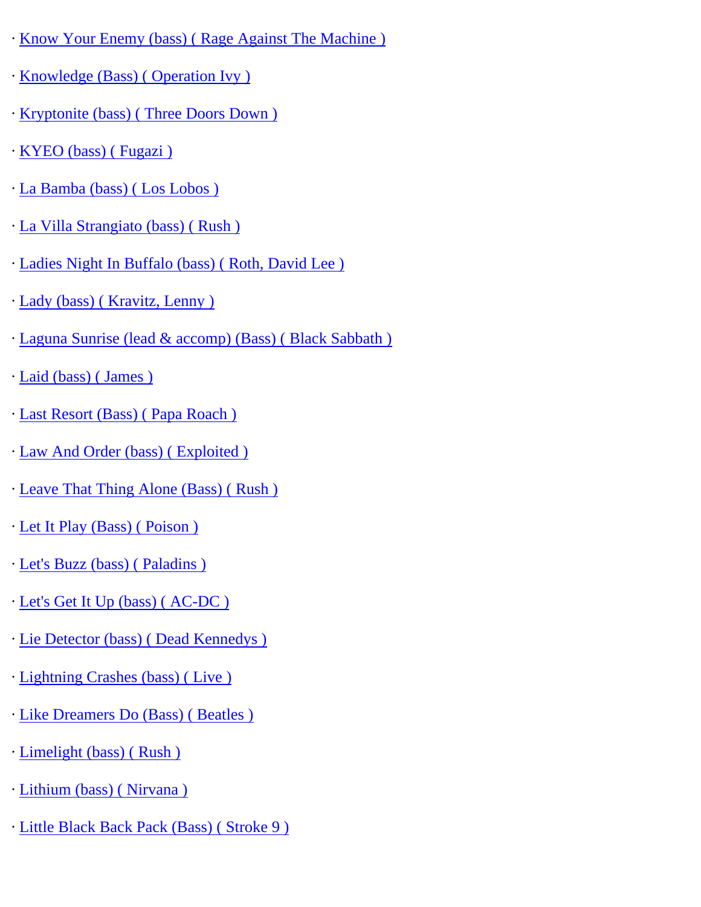· Know Your Enemy (bass) ( Rage Against The Machine )

· Knowledge (Bass) ( Operation Ivy )

· Kryptonite (bass) ( Three Doors Down )

· KYEO (bass) ( Fugazi )

· La Bamba (bass) ( Los Lobos )

· La Villa Strangiato (bass) ( Rush )

· Ladies Night In Buffalo (bass) ( Roth, David Lee )

· Lady (bass) ( Kravitz, Lenny )

· Laguna Sunrise (lead & accomp) (Bass) ( Black Sabbath )

· Laid (bass) ( James )

· Last Resort (Bass) ( Papa Roach )

· Law And Order (bass) ( Exploited )

· Leave That Thing Alone (Bass) ( Rush )

· Let It Play (Bass) ( Poison )

· Let's Buzz (bass) ( Paladins )

· Let's Get It Up (bass) ( AC-DC )

· Lie Detector (bass) ( Dead Kennedys )

· Lightning Crashes (bass) ( Live )

· Like Dreamers Do (Bass) ( Beatles )

· Limelight (bass) ( Rush )

· Lithium (bass) ( Nirvana )

· Little Black Back Pack (Bass) ( Stroke 9 )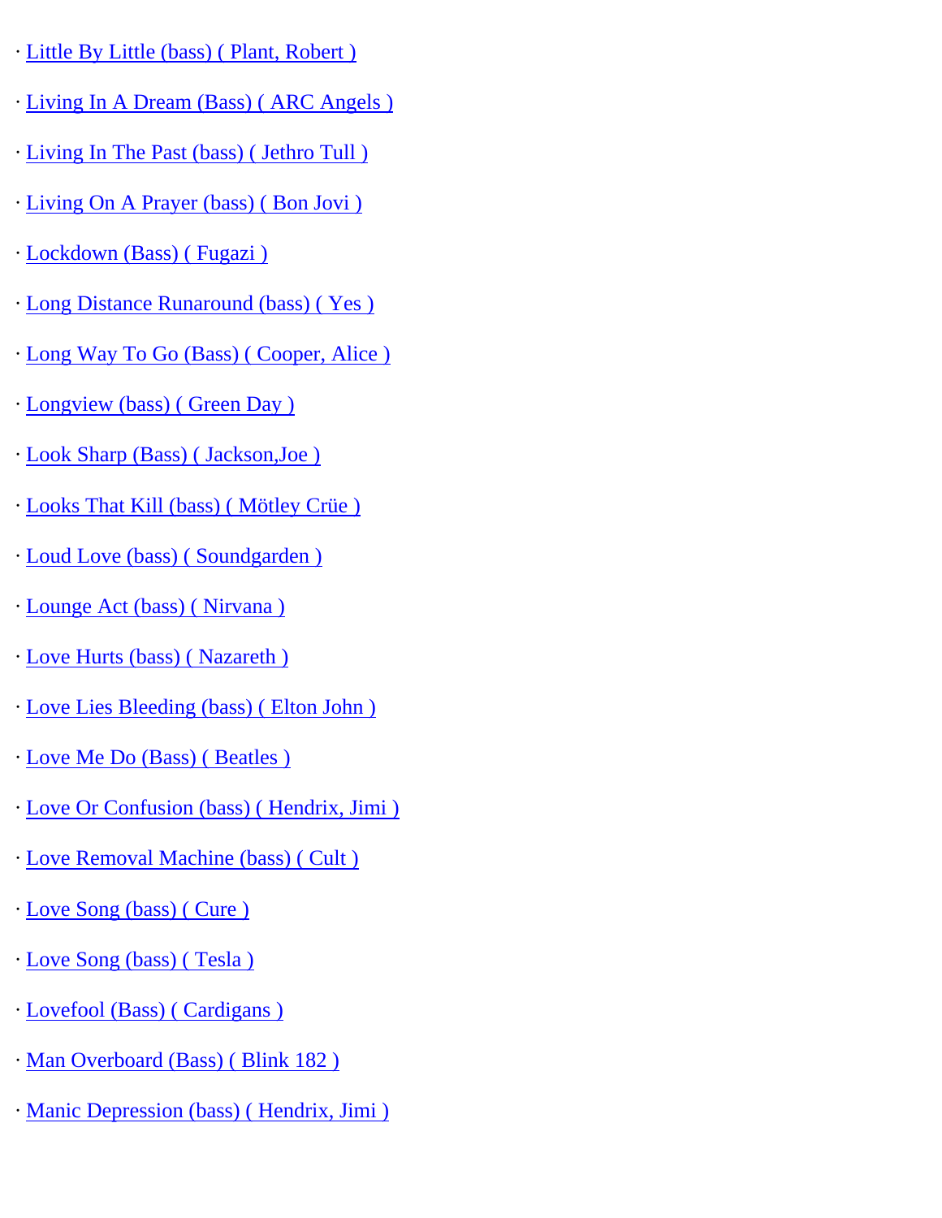· Little By Little (bass) ( Plant, Robert )

· Living In A Dream (Bass) ( ARC Angels )

· Living In The Past (bass) ( Jethro Tull )

· Living On A Prayer (bass) ( Bon Jovi )

· Lockdown (Bass) ( Fugazi )

· Long Distance Runaround (bass) ( Yes )

· Long Way To Go (Bass) ( Cooper, Alice )

· Longview (bass) ( Green Day )

· Look Sharp (Bass) ( Jackson,Joe )

· Looks That Kill (bass) ( Mötley Crüe )

· Loud Love (bass) ( Soundgarden )

· Lounge Act (bass) ( Nirvana )

· Love Hurts (bass) ( Nazareth )

· Love Lies Bleeding (bass) ( Elton John )

· Love Me Do (Bass) ( Beatles )

· Love Or Confusion (bass) ( Hendrix, Jimi )

· Love Removal Machine (bass) ( Cult )

· Love Song (bass) ( Cure )

· Love Song (bass) ( Tesla )

· Lovefool (Bass) ( Cardigans )

· Man Overboard (Bass) ( Blink 182 )

· Manic Depression (bass) ( Hendrix, Jimi )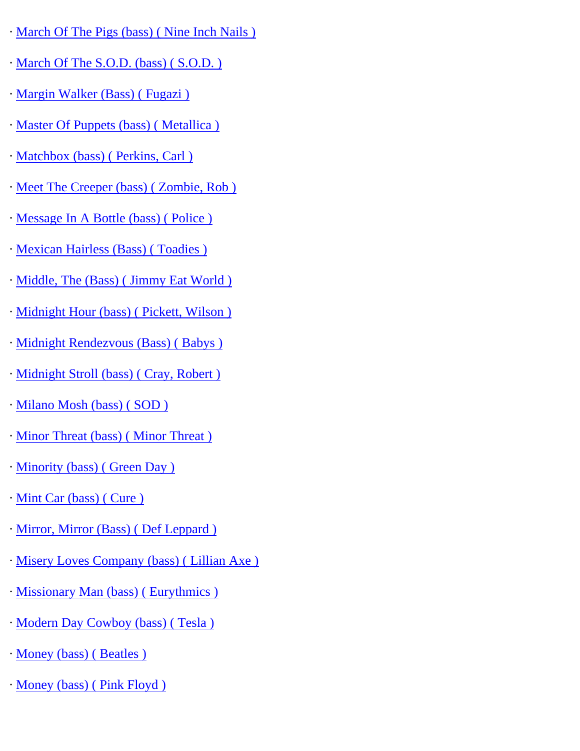· March Of The Pigs (bass) ( Nine Inch Nails )

· March Of The S.O.D. (bass) ( S.O.D. )

· Margin Walker (Bass) ( Fugazi )

· Master Of Puppets (bass) ( Metallica )

· Matchbox (bass) ( Perkins, Carl )

· Meet The Creeper (bass) ( Zombie, Rob )

· Message In A Bottle (bass) ( Police )

· Mexican Hairless (Bass) ( Toadies )

· Middle, The (Bass) ( Jimmy Eat World )

· Midnight Hour (bass) ( Pickett, Wilson )

· Midnight Rendezvous (Bass) ( Babys )

· Midnight Stroll (bass) ( Cray, Robert )

· Milano Mosh (bass) ( SOD )

· Minor Threat (bass) ( Minor Threat )

· Minority (bass) ( Green Day )

· Mint Car (bass) ( Cure )

· Mirror, Mirror (Bass) ( Def Leppard )

· Misery Loves Company (bass) ( Lillian Axe )

· Missionary Man (bass) ( Eurythmics )

· Modern Day Cowboy (bass) ( Tesla )

· Money (bass) ( Beatles )

· Money (bass) ( Pink Floyd )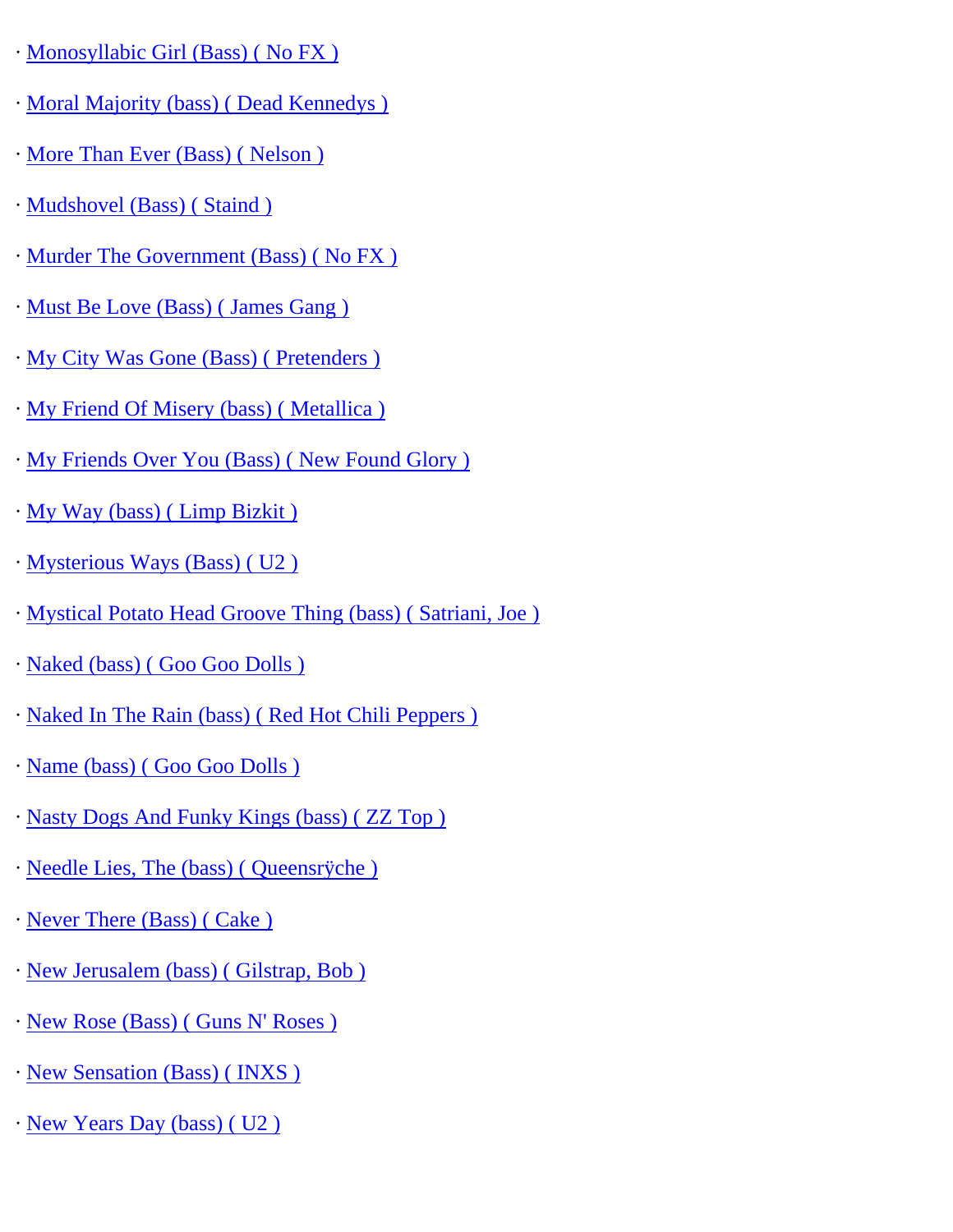· Monosyllabic Girl (Bass) ( No FX )

· Moral Majority (bass) ( Dead Kennedys )

· More Than Ever (Bass) ( Nelson )

· Mudshovel (Bass) ( Staind )

· Murder The Government (Bass) ( No FX )

· Must Be Love (Bass) ( James Gang )

· My City Was Gone (Bass) ( Pretenders )

· My Friend Of Misery (bass) ( Metallica )

· My Friends Over You (Bass) ( New Found Glory )

· My Way (bass) ( Limp Bizkit )

· Mysterious Ways (Bass) ( U2 )

· Mystical Potato Head Groove Thing (bass) ( Satriani, Joe )

· Naked (bass) ( Goo Goo Dolls )

· Naked In The Rain (bass) ( Red Hot Chili Peppers )

· Name (bass) ( Goo Goo Dolls )

· Nasty Dogs And Funky Kings (bass) ( ZZ Top )

· Needle Lies, The (bass) ( Queensrÿche )

· Never There (Bass) ( Cake )

· New Jerusalem (bass) ( Gilstrap, Bob )

· New Rose (Bass) ( Guns N' Roses )

· New Sensation (Bass) ( INXS )

· New Years Day (bass) ( U2 )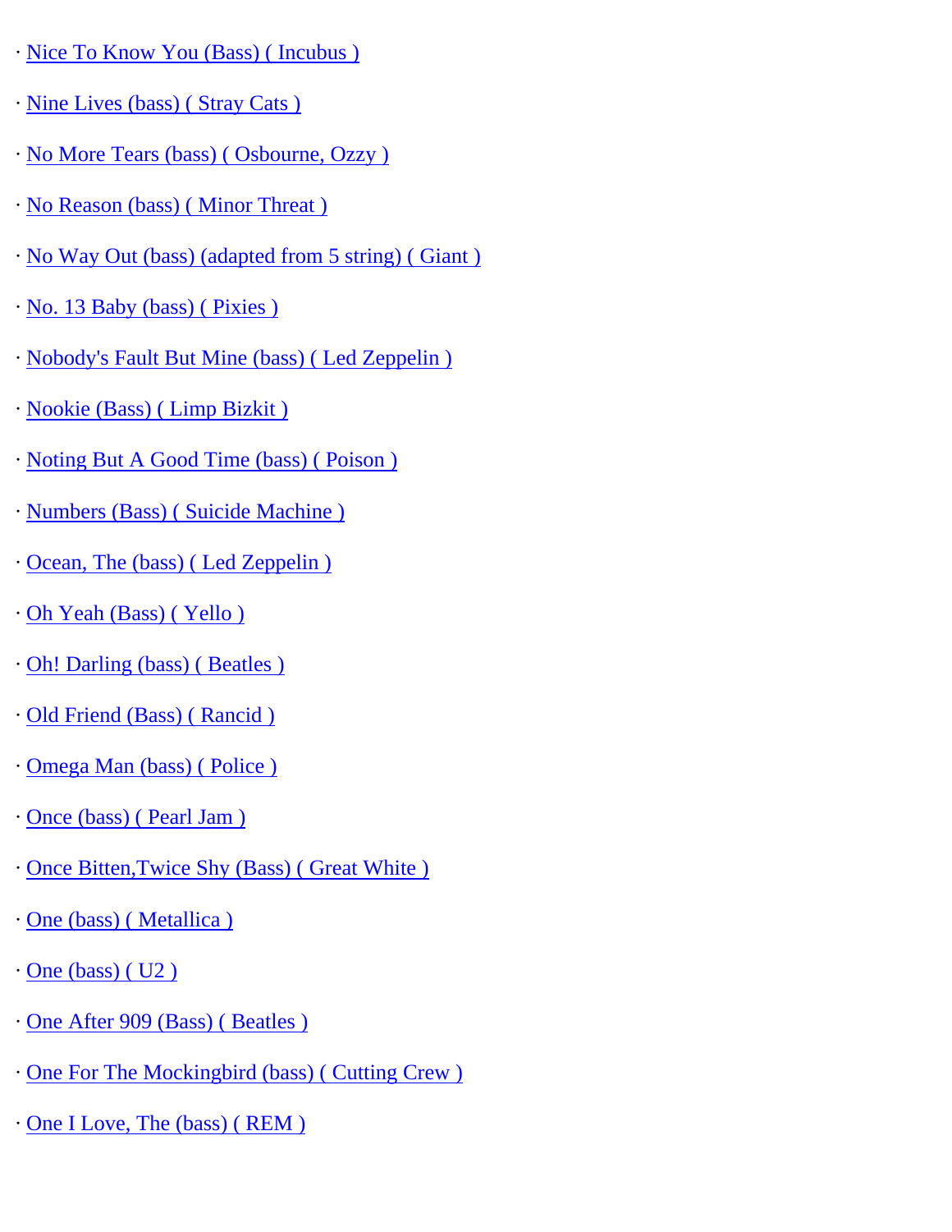· Nice To Know You (Bass) ( Incubus )

· Nine Lives (bass) ( Stray Cats )

· No More Tears (bass) ( Osbourne, Ozzy )

· No Reason (bass) ( Minor Threat )

· No Way Out (bass) (adapted from 5 string) ( Giant )

· No. 13 Baby (bass) ( Pixies )

· Nobody's Fault But Mine (bass) ( Led Zeppelin )

· Nookie (Bass) ( Limp Bizkit )

· Noting But A Good Time (bass) ( Poison )

· Numbers (Bass) ( Suicide Machine )

· Ocean, The (bass) ( Led Zeppelin )

· Oh Yeah (Bass) ( Yello )

· Oh! Darling (bass) ( Beatles )

· Old Friend (Bass) ( Rancid )

· Omega Man (bass) ( Police )

· Once (bass) ( Pearl Jam )

· Once Bitten,Twice Shy (Bass) ( Great White )

· One (bass) ( Metallica )

· One (bass) ( U2 )

· One After 909 (Bass) ( Beatles )

· One For The Mockingbird (bass) ( Cutting Crew )

· One I Love, The (bass) ( REM )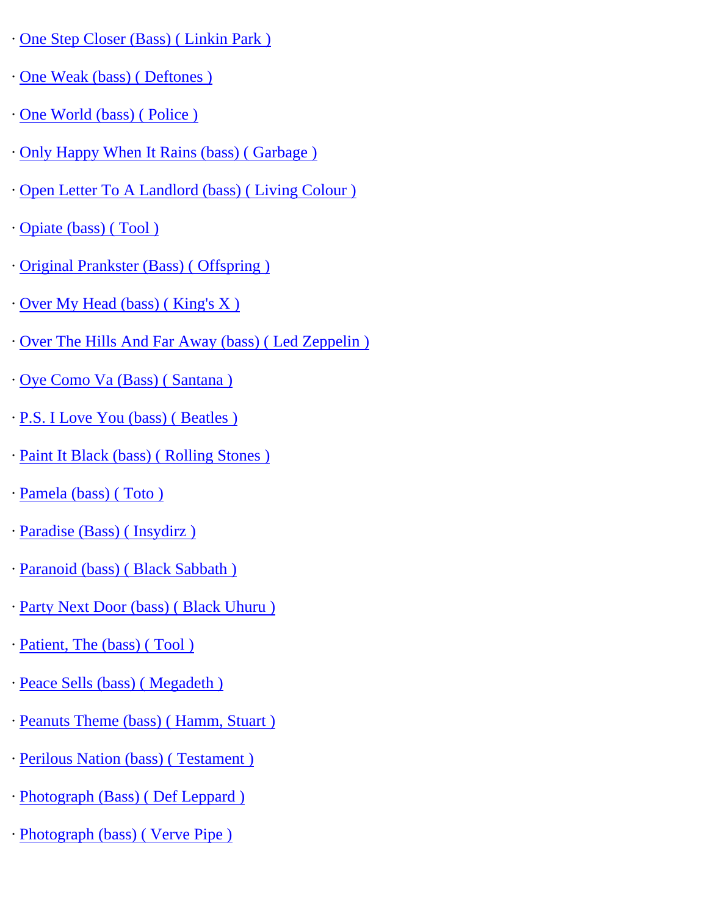· One Step Closer (Bass) ( Linkin Park )

· One Weak (bass) ( Deftones )

· One World (bass) ( Police )

· Only Happy When It Rains (bass) ( Garbage )

· Open Letter To A Landlord (bass) ( Living Colour )

· Opiate (bass) ( Tool )

· Original Prankster (Bass) ( Offspring )

· Over My Head (bass) ( King's X )

· Over The Hills And Far Away (bass) ( Led Zeppelin )

· Oye Como Va (Bass) ( Santana )

· P.S. I Love You (bass) ( Beatles )

· Paint It Black (bass) ( Rolling Stones )

· Pamela (bass) ( Toto )

· Paradise (Bass) ( Insydirz )

· Paranoid (bass) ( Black Sabbath )

· Party Next Door (bass) ( Black Uhuru )

· Patient, The (bass) ( Tool )

· Peace Sells (bass) ( Megadeth )

· Peanuts Theme (bass) ( Hamm, Stuart )

· Perilous Nation (bass) ( Testament )

· Photograph (Bass) ( Def Leppard )

· Photograph (bass) ( Verve Pipe )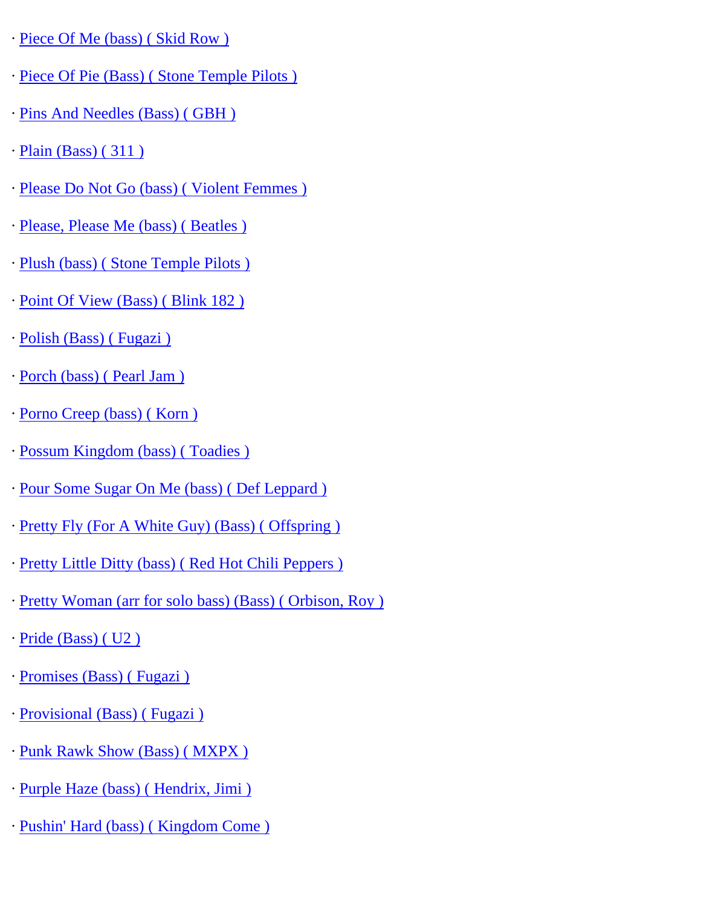· Piece Of Me (bass) ( Skid Row )

· Piece Of Pie (Bass) ( Stone Temple Pilots )

· Pins And Needles (Bass) ( GBH )

· Plain (Bass) ( 311 )

· Please Do Not Go (bass) ( Violent Femmes )

· Please, Please Me (bass) ( Beatles )

· Plush (bass) ( Stone Temple Pilots )

· Point Of View (Bass) ( Blink 182 )

· Polish (Bass) ( Fugazi )

· Porch (bass) ( Pearl Jam )

· Porno Creep (bass) ( Korn )

· Possum Kingdom (bass) ( Toadies )

· Pour Some Sugar On Me (bass) ( Def Leppard )

· Pretty Fly (For A White Guy) (Bass) ( Offspring )

· Pretty Little Ditty (bass) ( Red Hot Chili Peppers )

· Pretty Woman (arr for solo bass) (Bass) ( Orbison, Roy )

· Pride (Bass) ( U2 )

· Promises (Bass) ( Fugazi )

· Provisional (Bass) ( Fugazi )

· Punk Rawk Show (Bass) ( MXPX )

· Purple Haze (bass) ( Hendrix, Jimi )

· Pushin' Hard (bass) ( Kingdom Come )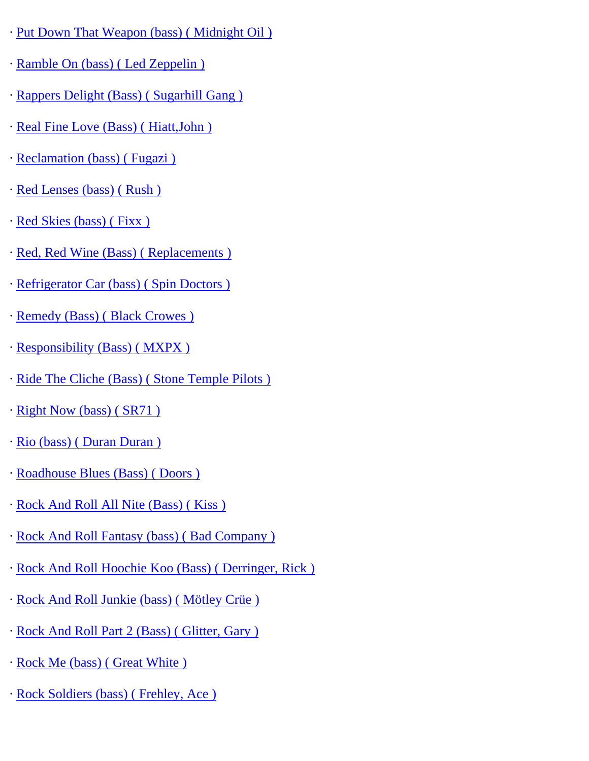· Put Down That Weapon (bass) ( Midnight Oil )

· Ramble On (bass) ( Led Zeppelin )

· Rappers Delight (Bass) ( Sugarhill Gang )

· Real Fine Love (Bass) ( Hiatt,John )

· Reclamation (bass) ( Fugazi )

· Red Lenses (bass) ( Rush )

· Red Skies (bass) ( Fixx )

· Red, Red Wine (Bass) ( Replacements )

· Refrigerator Car (bass) ( Spin Doctors )

· Remedy (Bass) ( Black Crowes )

· Responsibility (Bass) ( MXPX )

· Ride The Cliche (Bass) ( Stone Temple Pilots )

· Right Now (bass) ( SR71 )

· Rio (bass) ( Duran Duran )

· Roadhouse Blues (Bass) ( Doors )

· Rock And Roll All Nite (Bass) ( Kiss )

· Rock And Roll Fantasy (bass) ( Bad Company )

· Rock And Roll Hoochie Koo (Bass) ( Derringer, Rick )

· Rock And Roll Junkie (bass) ( Mötley Crüe )

· Rock And Roll Part 2 (Bass) ( Glitter, Gary )

· Rock Me (bass) ( Great White )

· Rock Soldiers (bass) ( Frehley, Ace )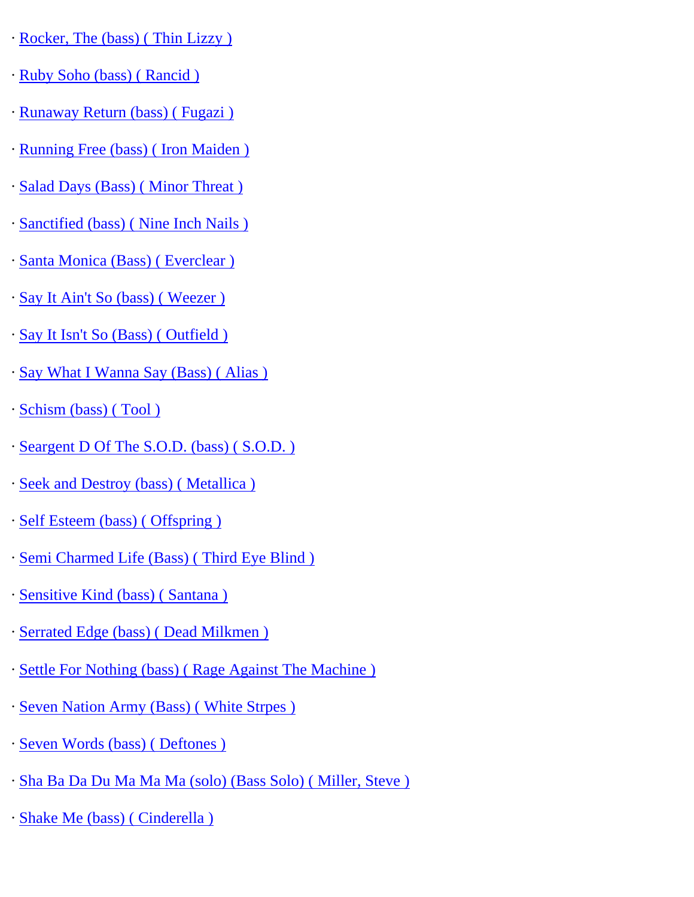· Rocker, The (bass) ( Thin Lizzy )

· Ruby Soho (bass) ( Rancid )

· Runaway Return (bass) ( Fugazi )

· Running Free (bass) ( Iron Maiden )

· Salad Days (Bass) ( Minor Threat )

· Sanctified (bass) ( Nine Inch Nails )

· Santa Monica (Bass) ( Everclear )

· Say It Ain't So (bass) ( Weezer )

· Say It Isn't So (Bass) ( Outfield )

· Say What I Wanna Say (Bass) ( Alias )

· Schism (bass) ( Tool )

· Seargent D Of The S.O.D. (bass) ( S.O.D. )

· Seek and Destroy (bass) ( Metallica )

· Self Esteem (bass) ( Offspring )

· Semi Charmed Life (Bass) ( Third Eye Blind )

· Sensitive Kind (bass) ( Santana )

· Serrated Edge (bass) ( Dead Milkmen )

· Settle For Nothing (bass) ( Rage Against The Machine )

· Seven Nation Army (Bass) ( White Strpes )

· Seven Words (bass) ( Deftones )

· Sha Ba Da Du Ma Ma Ma (solo) (Bass Solo) ( Miller, Steve )

· Shake Me (bass) ( Cinderella )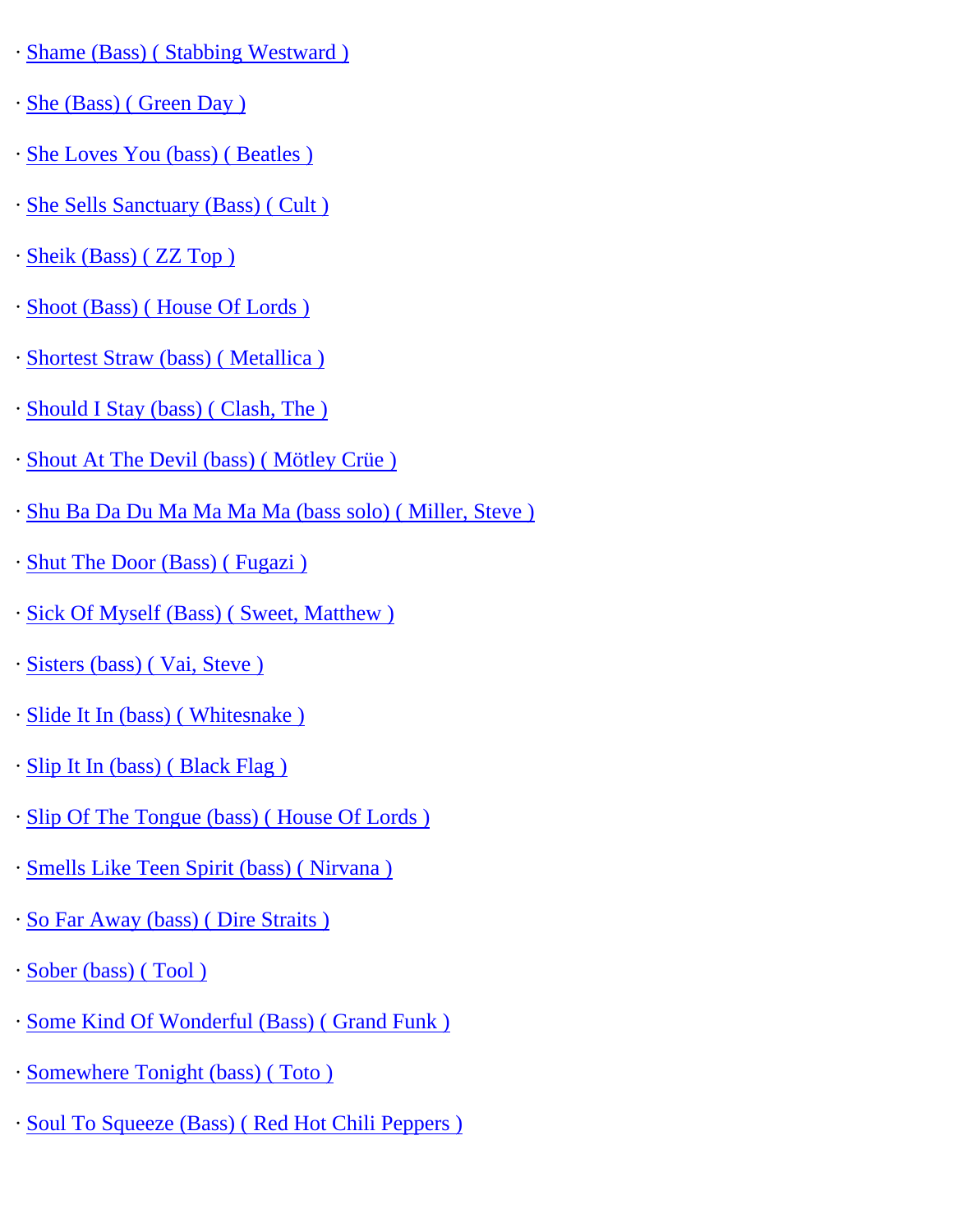· Shame (Bass) ( Stabbing Westward )

· She (Bass) ( Green Day )

· She Loves You (bass) ( Beatles )

· She Sells Sanctuary (Bass) ( Cult )

· Sheik (Bass) ( ZZ Top )

· Shoot (Bass) ( House Of Lords )

· Shortest Straw (bass) ( Metallica )

· Should I Stay (bass) ( Clash, The )

· Shout At The Devil (bass) ( Mötley Crüe )

· Shu Ba Da Du Ma Ma Ma Ma (bass solo) ( Miller, Steve )

· Shut The Door (Bass) ( Fugazi )

· Sick Of Myself (Bass) ( Sweet, Matthew )

· Sisters (bass) ( Vai, Steve )

· Slide It In (bass) ( Whitesnake )

· Slip It In (bass) ( Black Flag )

· Slip Of The Tongue (bass) ( House Of Lords )

· Smells Like Teen Spirit (bass) ( Nirvana )

· So Far Away (bass) ( Dire Straits )

· Sober (bass) ( Tool )

· Some Kind Of Wonderful (Bass) ( Grand Funk )

· Somewhere Tonight (bass) ( Toto )

· Soul To Squeeze (Bass) ( Red Hot Chili Peppers )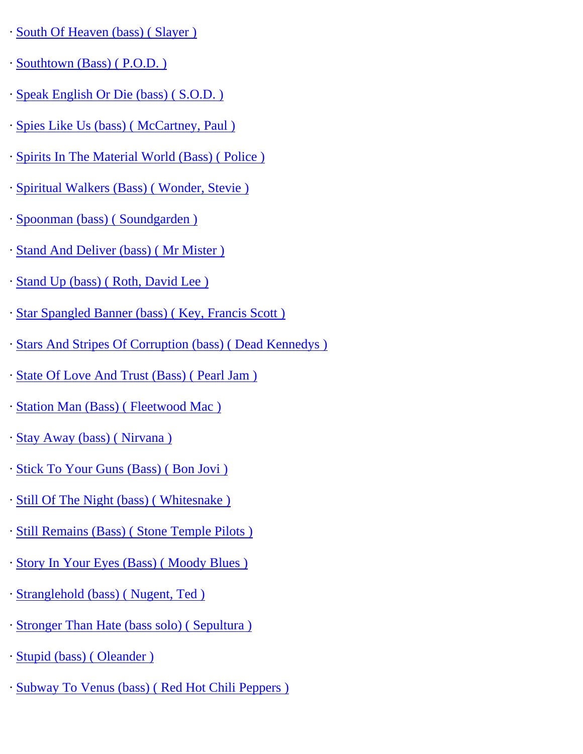· South Of Heaven (bass) ( Slayer )

· Southtown (Bass) ( P.O.D. )

· Speak English Or Die (bass) ( S.O.D. )

· Spies Like Us (bass) ( McCartney, Paul )

· Spirits In The Material World (Bass) ( Police )

· Spiritual Walkers (Bass) ( Wonder, Stevie )

· Spoonman (bass) ( Soundgarden )

· Stand And Deliver (bass) ( Mr Mister )

· Stand Up (bass) ( Roth, David Lee )

· Star Spangled Banner (bass) ( Key, Francis Scott )

· Stars And Stripes Of Corruption (bass) ( Dead Kennedys )

· State Of Love And Trust (Bass) ( Pearl Jam )

· Station Man (Bass) ( Fleetwood Mac )

· Stay Away (bass) ( Nirvana )

· Stick To Your Guns (Bass) ( Bon Jovi )

· Still Of The Night (bass) ( Whitesnake )

· Still Remains (Bass) ( Stone Temple Pilots )

· Story In Your Eyes (Bass) ( Moody Blues )

· Stranglehold (bass) ( Nugent, Ted )

· Stronger Than Hate (bass solo) ( Sepultura )

· Stupid (bass) ( Oleander )

· Subway To Venus (bass) ( Red Hot Chili Peppers )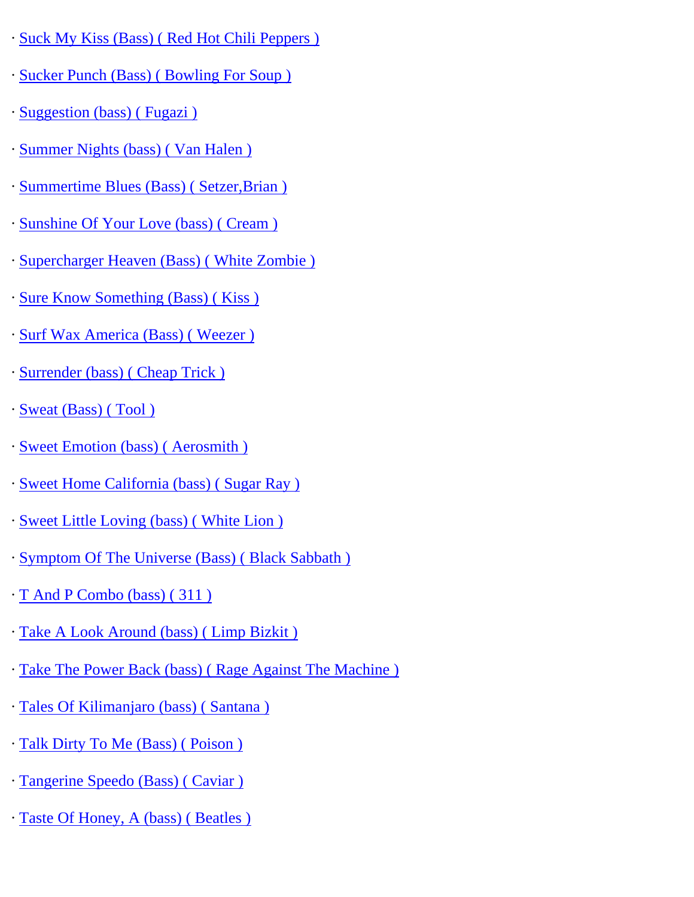· Suck My Kiss (Bass) ( Red Hot Chili Peppers )

· Sucker Punch (Bass) ( Bowling For Soup )

· Suggestion (bass) ( Fugazi )

· Summer Nights (bass) ( Van Halen )

· Summertime Blues (Bass) ( Setzer,Brian )

· Sunshine Of Your Love (bass) ( Cream )

· Supercharger Heaven (Bass) ( White Zombie )

· Sure Know Something (Bass) ( Kiss )

· Surf Wax America (Bass) ( Weezer )

· Surrender (bass) ( Cheap Trick )

· Sweat (Bass) ( Tool )

· Sweet Emotion (bass) ( Aerosmith )

· Sweet Home California (bass) ( Sugar Ray )

· Sweet Little Loving (bass) ( White Lion )

· Symptom Of The Universe (Bass) ( Black Sabbath )

· T And P Combo (bass) ( 311 )

· Take A Look Around (bass) ( Limp Bizkit )

· Take The Power Back (bass) ( Rage Against The Machine )

· Tales Of Kilimanjaro (bass) ( Santana )

· Talk Dirty To Me (Bass) ( Poison )

· Tangerine Speedo (Bass) ( Caviar )

· Taste Of Honey, A (bass) ( Beatles )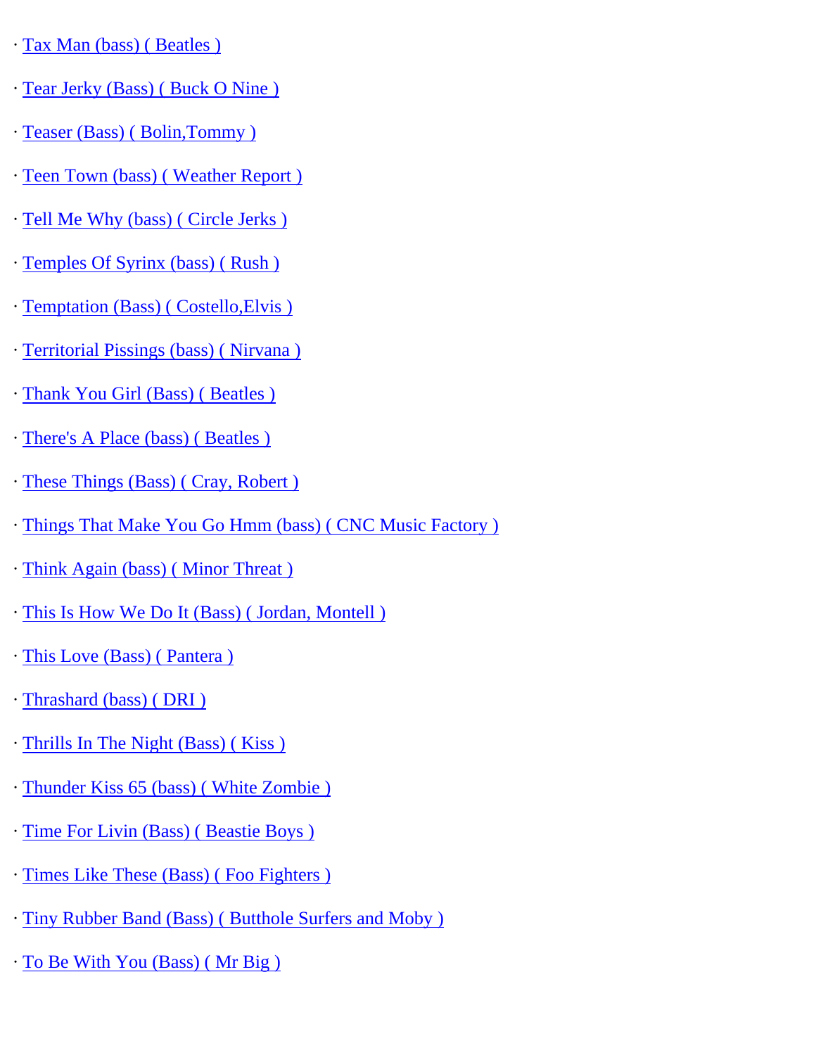· Tax Man (bass) ( Beatles )

· Tear Jerky (Bass) ( Buck O Nine )

· Teaser (Bass) ( Bolin,Tommy )

· Teen Town (bass) ( Weather Report )

· Tell Me Why (bass) ( Circle Jerks )

· Temples Of Syrinx (bass) ( Rush )

· Temptation (Bass) ( Costello,Elvis )

· Territorial Pissings (bass) ( Nirvana )

· Thank You Girl (Bass) ( Beatles )

· There's A Place (bass) ( Beatles )

· These Things (Bass) ( Cray, Robert )

· Things That Make You Go Hmm (bass) ( CNC Music Factory )

· Think Again (bass) ( Minor Threat )

· This Is How We Do It (Bass) ( Jordan, Montell )

· This Love (Bass) ( Pantera )

· Thrashard (bass) ( DRI )

· Thrills In The Night (Bass) ( Kiss )

· Thunder Kiss 65 (bass) ( White Zombie )

· Time For Livin (Bass) ( Beastie Boys )

· Times Like These (Bass) ( Foo Fighters )

· Tiny Rubber Band (Bass) ( Butthole Surfers and Moby )

· To Be With You (Bass) ( Mr Big )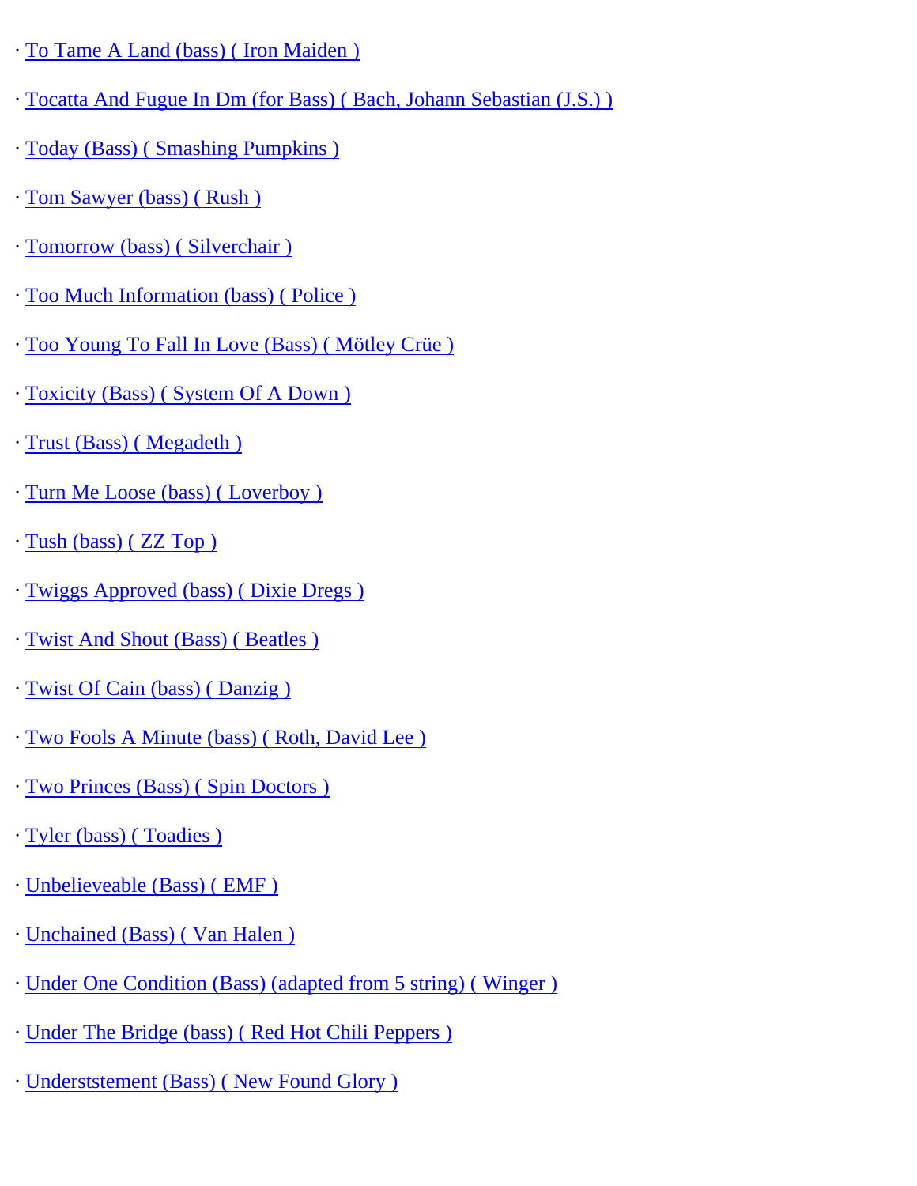· To Tame A Land (bass) ( Iron Maiden )

· Tocatta And Fugue In Dm (for Bass) ( Bach, Johann Sebastian (J.S.) )

· Today (Bass) ( Smashing Pumpkins )

· Tom Sawyer (bass) ( Rush )

· Tomorrow (bass) ( Silverchair )

· Too Much Information (bass) ( Police )

· Too Young To Fall In Love (Bass) ( Mötley Crüe )

· Toxicity (Bass) ( System Of A Down )

· Trust (Bass) ( Megadeth )

· Turn Me Loose (bass) ( Loverboy )

· Tush (bass) ( ZZ Top )

· Twiggs Approved (bass) ( Dixie Dregs )

· Twist And Shout (Bass) ( Beatles )

· Twist Of Cain (bass) ( Danzig )

· Two Fools A Minute (bass) ( Roth, David Lee )

· Two Princes (Bass) ( Spin Doctors )

· Tyler (bass) ( Toadies )

· Unbelieveable (Bass) ( EMF )

· Unchained (Bass) ( Van Halen )

· Under One Condition (Bass) (adapted from 5 string) ( Winger )

· Under The Bridge (bass) ( Red Hot Chili Peppers )

· Underststement (Bass) ( New Found Glory )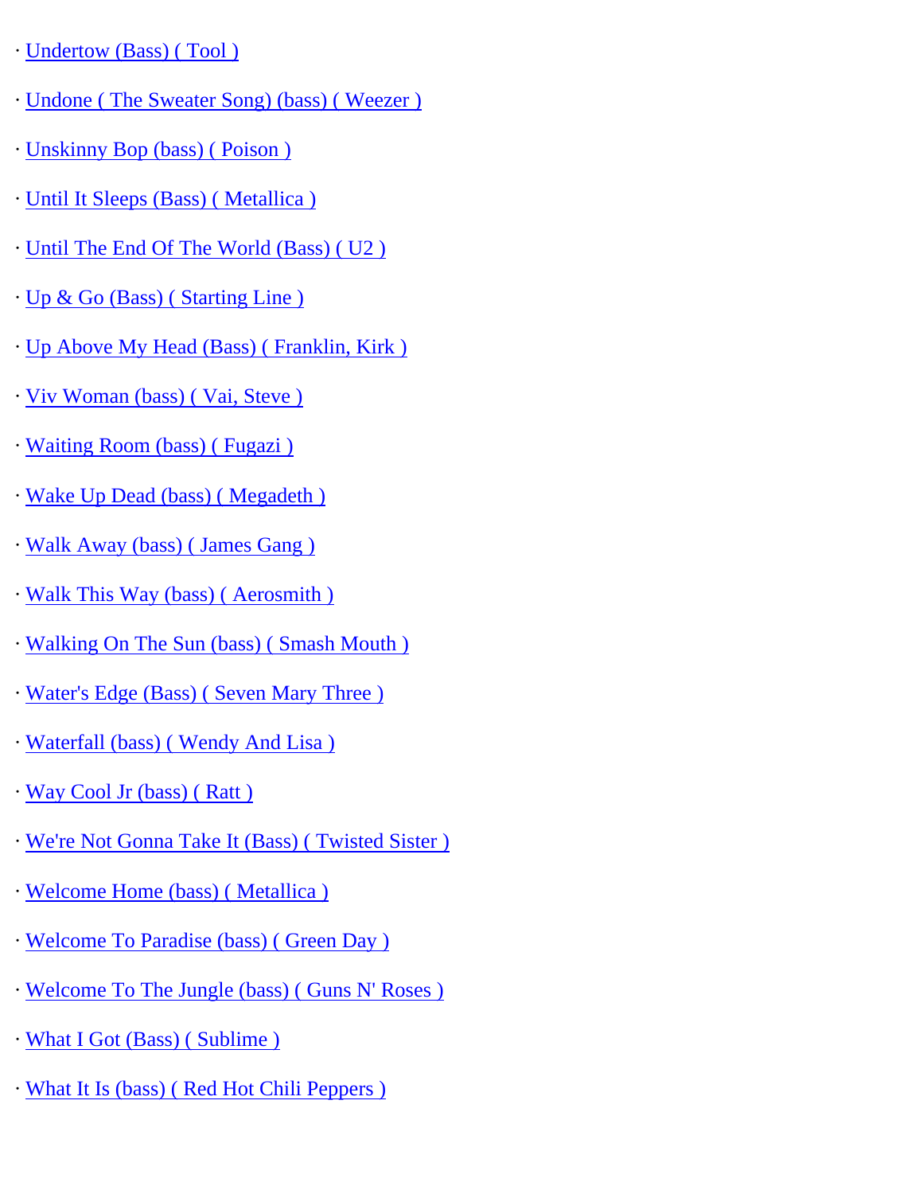· Undertow (Bass) ( Tool )

· Undone ( The Sweater Song) (bass) ( Weezer )

· Unskinny Bop (bass) ( Poison )

· Until It Sleeps (Bass) ( Metallica )

· Until The End Of The World (Bass) ( U2 )

· Up & Go (Bass) ( Starting Line )

· Up Above My Head (Bass) ( Franklin, Kirk )

· Viv Woman (bass) ( Vai, Steve )

· Waiting Room (bass) ( Fugazi )

· Wake Up Dead (bass) ( Megadeth )

· Walk Away (bass) ( James Gang )

· Walk This Way (bass) ( Aerosmith )

· Walking On The Sun (bass) ( Smash Mouth )

· Water's Edge (Bass) ( Seven Mary Three )

· Waterfall (bass) ( Wendy And Lisa )

· Way Cool Jr (bass) ( Ratt )

· We're Not Gonna Take It (Bass) ( Twisted Sister )

· Welcome Home (bass) ( Metallica )

· Welcome To Paradise (bass) ( Green Day )

· Welcome To The Jungle (bass) ( Guns N' Roses )

· What I Got (Bass) ( Sublime )

· What It Is (bass) ( Red Hot Chili Peppers )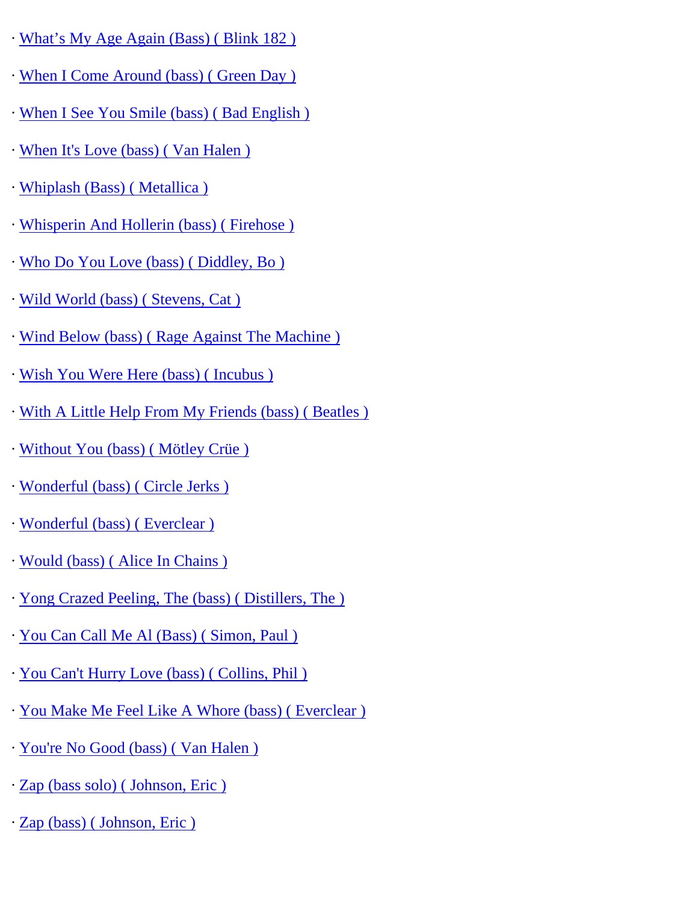· What’s My Age Again (Bass) ( Blink 182 )

· When I Come Around (bass) ( Green Day )

· When I See You Smile (bass) ( Bad English )

· When It's Love (bass) ( Van Halen )

· Whiplash (Bass) ( Metallica )

· Whisperin And Hollerin (bass) ( Firehose )

· Who Do You Love (bass) ( Diddley, Bo )

· Wild World (bass) ( Stevens, Cat )

· Wind Below (bass) ( Rage Against The Machine )

· Wish You Were Here (bass) ( Incubus )

· With A Little Help From My Friends (bass) ( Beatles )

· Without You (bass) ( Mötley Crüe )

· Wonderful (bass) ( Circle Jerks )

· Wonderful (bass) ( Everclear )

· Would (bass) ( Alice In Chains )

· Yong Crazed Peeling, The (bass) ( Distillers, The )

· You Can Call Me Al (Bass) ( Simon, Paul )

· You Can't Hurry Love (bass) ( Collins, Phil )

· You Make Me Feel Like A Whore (bass) ( Everclear )

· You're No Good (bass) ( Van Halen )

· Zap (bass solo) ( Johnson, Eric )

· Zap (bass) ( Johnson, Eric )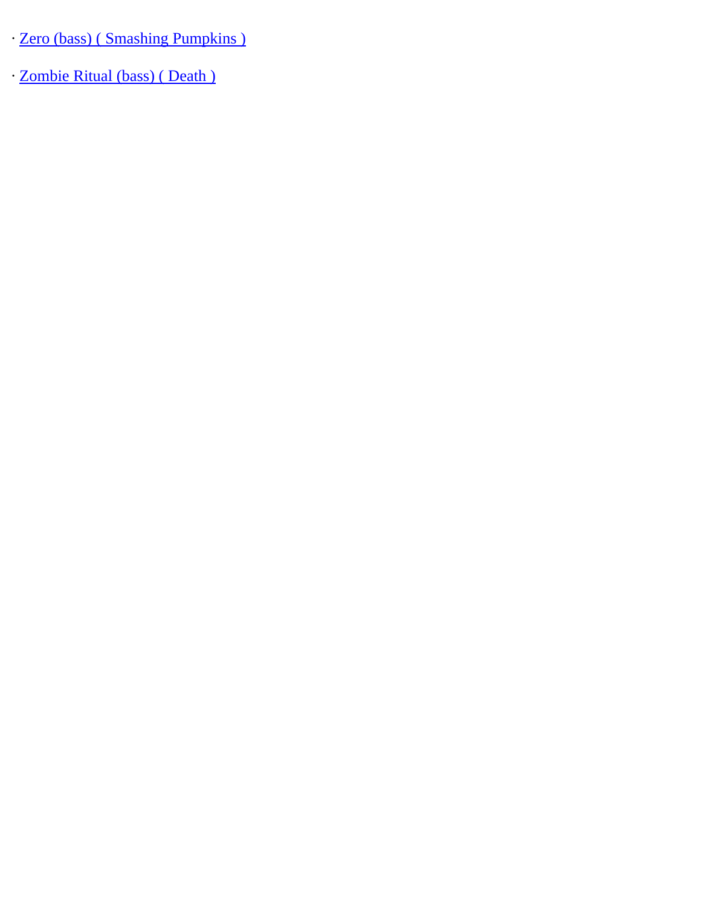· Zero (bass) ( Smashing Pumpkins )

· Zombie Ritual (bass) ( Death )